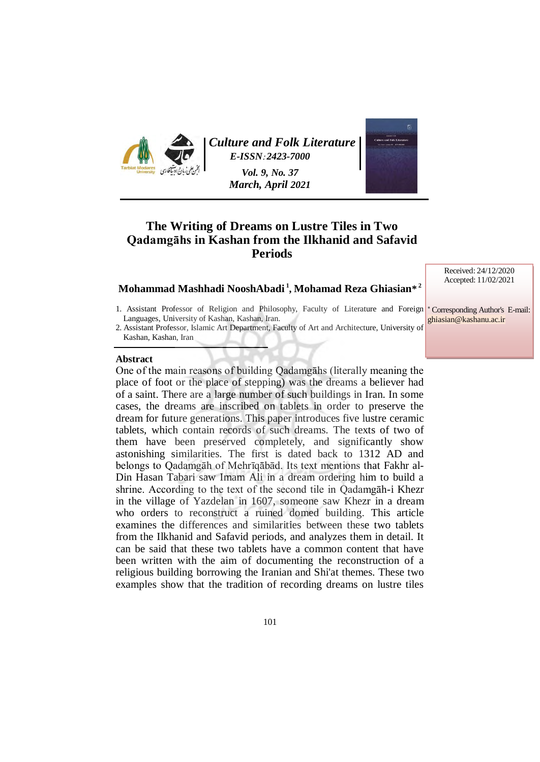Culture and Folk Literature
E-ISSN: 2423-7000
Vol. 9, No. 37
March, April 2021

# The Writing of Dreams on Lustre Tiles in Two Qadamgāhs in Kashan from the Ilkhanid and Safavid Periods

Received: 24/12/2020
Accepted: 11/02/2021

**Mohammad Mashhadi NooshAbadi [1], Mohamad Reza Ghiasian* [2]**

1. Assistant Professor of Religion and Philosophy, Faculty of Literature and Foreign Languages, University of Kashan, Kashan, Iran.
2. Assistant Professor, Islamic Art Department, Faculty of Art and Architecture, University of Kashan, Kashan, Iran

* Corresponding Author's E-mail: ghiasian@kashanu.ac.ir

## Abstract

One of the main reasons of building Qadamgāhs (literally meaning the place of foot or the place of stepping) was the dreams a believer had of a saint. There are a large number of such buildings in Iran. In some cases, the dreams are inscribed on tablets in order to preserve the dream for future generations. This paper introduces five lustre ceramic tablets, which contain records of such dreams. The texts of two of them have been preserved completely, and significantly show astonishing similarities. The first is dated back to 1312 AD and belongs to Qadamgāh of Mehrīqābād. Its text mentions that Fakhr al-Din Hasan Tabari saw Imam Ali in a dream ordering him to build a shrine. According to the text of the second tile in Qadamgāh-i Khezr in the village of Yazdelan in 1607, someone saw Khezr in a dream who orders to reconstruct a ruined domed building. This article examines the differences and similarities between these two tablets from the Ilkhanid and Safavid periods, and analyzes them in detail. It can be said that these two tablets have a common content that have been written with the aim of documenting the reconstruction of a religious building borrowing the Iranian and Shi'at themes. These two examples show that the tradition of recording dreams on lustre tiles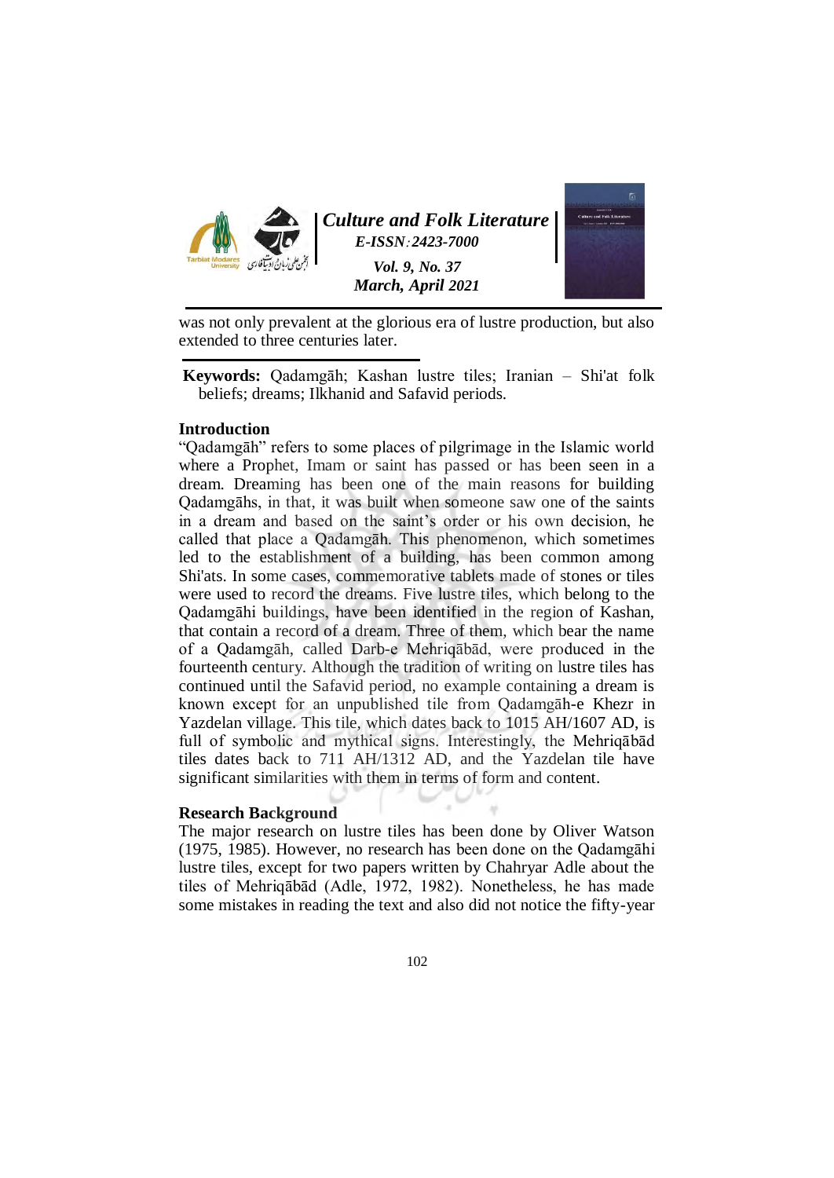was not only prevalent at the glorious era of lustre production, but also extended to three centuries later.

**Keywords:** Qadamgāh; Kashan lustre tiles; Iranian – Shi'at folk beliefs; dreams; Ilkhanid and Safavid periods.

## Introduction

“Qadamgāh” refers to some places of pilgrimage in the Islamic world where a Prophet, Imam or saint has passed or has been seen in a dream. Dreaming has been one of the main reasons for building Qadamgāhs, in that, it was built when someone saw one of the saints in a dream and based on the saint’s order or his own decision, he called that place a Qadamgāh. This phenomenon, which sometimes led to the establishment of a building, has been common among Shi'ats. In some cases, commemorative tablets made of stones or tiles were used to record the dreams. Five lustre tiles, which belong to the Qadamgāhi buildings, have been identified in the region of Kashan, that contain a record of a dream. Three of them, which bear the name of a Qadamgāh, called Darb-e Mehriqābād, were produced in the fourteenth century. Although the tradition of writing on lustre tiles has continued until the Safavid period, no example containing a dream is known except for an unpublished tile from Qadamgāh-e Khezr in Yazdelan village. This tile, which dates back to 1015 AH/1607 AD, is full of symbolic and mythical signs. Interestingly, the Mehriqābād tiles dates back to 711 AH/1312 AD, and the Yazdelan tile have significant similarities with them in terms of form and content.

## Research Background

The major research on lustre tiles has been done by Oliver Watson (1975, 1985). However, no research has been done on the Qadamgāhi lustre tiles, except for two papers written by Chahryar Adle about the tiles of Mehriqābād (Adle, 1972, 1982). Nonetheless, he has made some mistakes in reading the text and also did not notice the fifty-year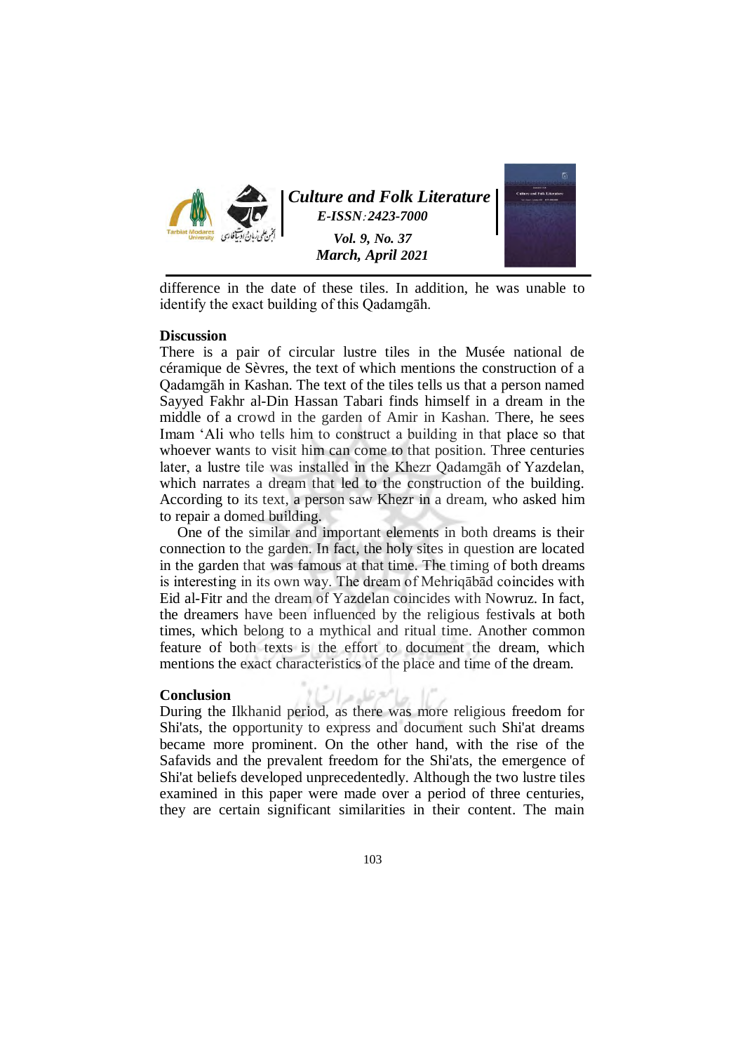difference in the date of these tiles. In addition, he was unable to identify the exact building of this Qadamgāh.

## Discussion

There is a pair of circular lustre tiles in the Musée national de céramique de Sèvres, the text of which mentions the construction of a Qadamgāh in Kashan. The text of the tiles tells us that a person named Sayyed Fakhr al-Din Hassan Tabari finds himself in a dream in the middle of a crowd in the garden of Amir in Kashan. There, he sees Imam ‘Ali who tells him to construct a building in that place so that whoever wants to visit him can come to that position. Three centuries later, a lustre tile was installed in the Khezr Qadamgāh of Yazdelan, which narrates a dream that led to the construction of the building. According to its text, a person saw Khezr in a dream, who asked him to repair a domed building.

One of the similar and important elements in both dreams is their connection to the garden. In fact, the holy sites in question are located in the garden that was famous at that time. The timing of both dreams is interesting in its own way. The dream of Mehriqābād coincides with Eid al-Fitr and the dream of Yazdelan coincides with Nowruz. In fact, the dreamers have been influenced by the religious festivals at both times, which belong to a mythical and ritual time. Another common feature of both texts is the effort to document the dream, which mentions the exact characteristics of the place and time of the dream.

## Conclusion

During the Ilkhanid period, as there was more religious freedom for Shi'ats, the opportunity to express and document such Shi'at dreams became more prominent. On the other hand, with the rise of the Safavids and the prevalent freedom for the Shi'ats, the emergence of Shi'at beliefs developed unprecedentedly. Although the two lustre tiles examined in this paper were made over a period of three centuries, they are certain significant similarities in their content. The main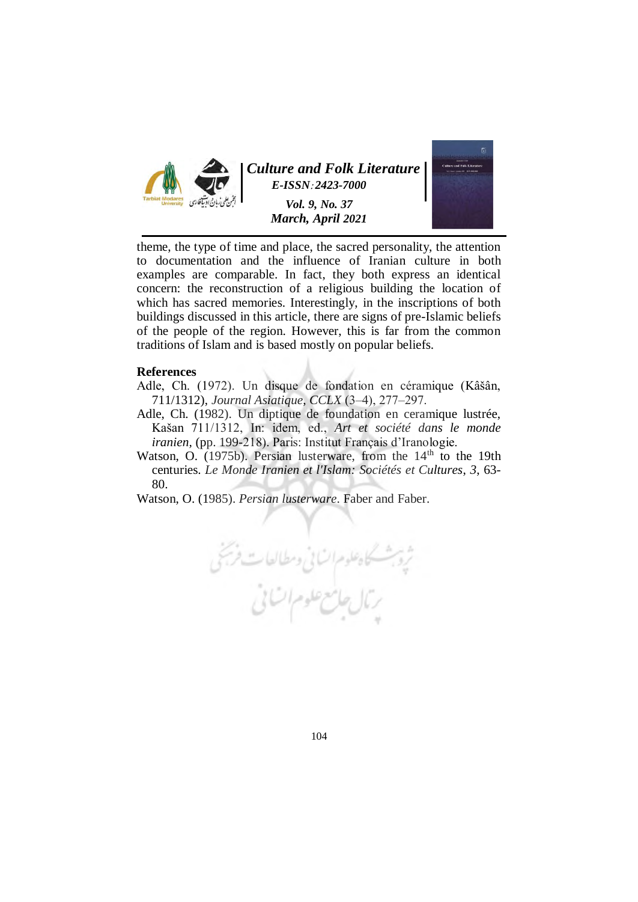theme, the type of time and place, the sacred personality, the attention to documentation and the influence of Iranian culture in both examples are comparable. In fact, they both express an identical concern: the reconstruction of a religious building the location of which has sacred memories. Interestingly, in the inscriptions of both buildings discussed in this article, there are signs of pre-Islamic beliefs of the people of the region. However, this is far from the common traditions of Islam and is based mostly on popular beliefs.

## References

Adle, Ch. (1972). Un disque de fondation en céramique (Kâšân, 711/1312), *Journal Asiatique*, *CCLX* (3–4), 277–297.

Adle, Ch. (1982). Un diptique de foundation en ceramique lustrée, Kašan 711/1312, In: idem, ed., *Art et société dans le monde iranien*, (pp. 199-218). Paris: Institut Français d'Iranologie.

Watson, O. (1975b). Persian lusterware, from the 14th to the 19th centuries. *Le Monde Iranien et l'Islam: Sociétés et Cultures*, *3*, 63-80.

Watson, O. (1985). *Persian lusterware*. Faber and Faber.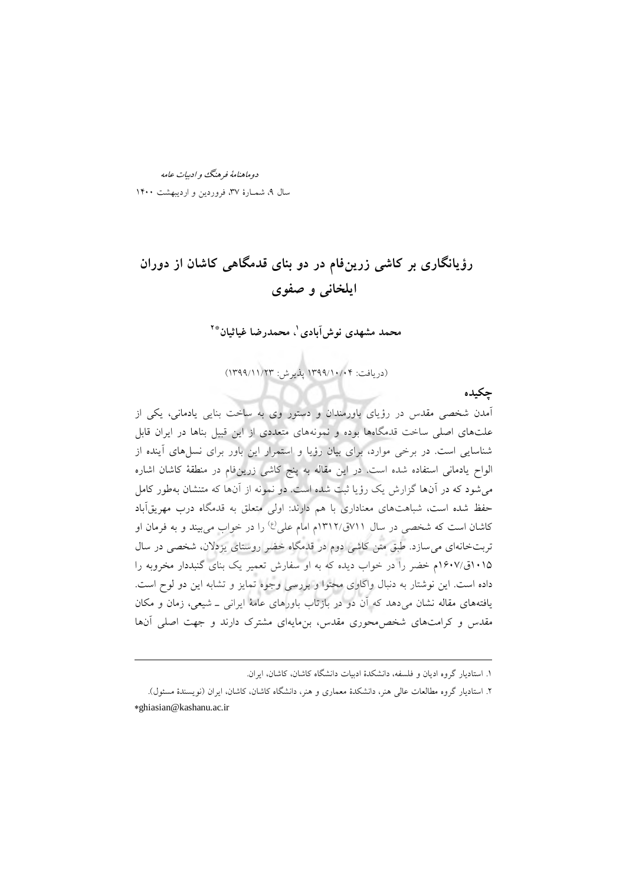# رؤیانگاری بر کاشی زرین‌فام در دو بنای قدمگاهی کاشان از دوران ایلخانی و صفوی

**محمد مشهدی نوش‌آبادی[1]، محمدرضا غیاثیان*[2]**

(دریافت: ۱۳۹۹/۱۰/۰۴ پذیرش: ۱۳۹۹/۱۱/۲۳)

## چکیده

آمدن شخصی مقدس در رؤیای باورمندان و دستور وی به ساخت بنایی یادمانی، یکی از علت‌های اصلی ساخت قدمگاه‌ها بوده و نمونه‌های متعددی از این قبیل بناها در ایران قابل شناسایی است. در برخی موارد، برای بیان رؤیا و استمرار این باور برای نسل‌های آینده از الواح یادمانی استفاده شده است. در این مقاله به پنج کاشی زرین‌فام در منطقهٔ کاشان اشاره می‌شود که در آن‌ها گزارش یک رؤیا ثبت شده است. دو نمونه از آن‌ها که متنشان به‌طور کامل حفظ شده است، شباهت‌های معناداری با هم دارند: اولی متعلق به قدمگاه درب مهریق‌آباد کاشان است که شخصی در سال ۷۱۱ق/۱۳۱۲م امام علی(ع) را در خواب می‌بیند و به فرمان او تربت‌خانه‌ای می‌سازد. طبق متن کاشی دوم در قدمگاه خضر روستای یزدلان، شخصی در سال ۱۰۱۵ق/۱۶۰۷م خضر را در خواب دیده که به او سفارش تعمیر یک بنای گنبددار مخروبه را داده است. این نوشتار به دنبال واکاوی محتوا و بررسی وجوه تمایز و تشابه این دو لوح است. یافته‌های مقاله نشان می‌دهد که آن دو در بازتاب باورهای عامهٔ ایرانی ـ شیعی، زمان و مکان مقدس و کرامت‌های شخص‌محوری مقدس، بن‌مایه‌ای مشترک دارند و جهت اصلی آن‌ها

---

۱. استادیار گروه ادیان و فلسفه، دانشکدهٔ ادبیات دانشگاه کاشان، کاشان، ایران.

۲. استادیار گروه مطالعات عالی هنر، دانشکدهٔ معماری و هنر، دانشگاه کاشان، کاشان، ایران (نویسندهٔ مسئول).

*ghiasian@kashanu.ac.ir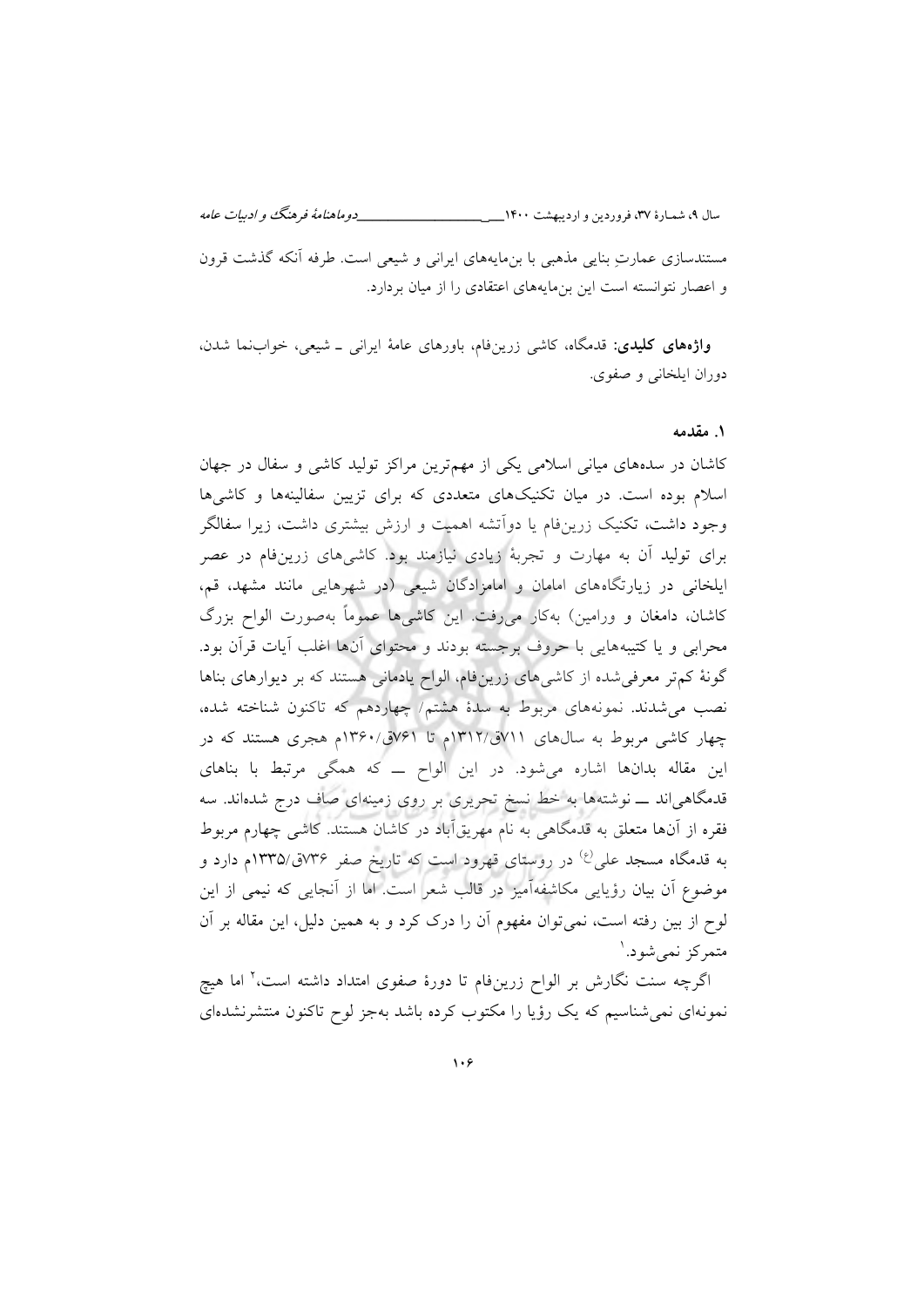مستندسازی عمارتِ بنایی مذهبی با بن‌مایه‌های ایرانی و شیعی است. طرفه آنکه گذشت قرون و اعصار نتوانسته است این بن‌مایه‌های اعتقادی را از میان بردارد.

**واژه‌های کلیدی:** قدمگاه، کاشی زرین‌فام، باورهای عامهٔ ایرانی ـ شیعی، خواب‌نما شدن، دوران ایلخانی و صفوی.

## ۱. مقدمه

کاشان در سده‌های میانی اسلامی یکی از مهم‌ترین مراکز تولید کاشی و سفال در جهان اسلام بوده است. در میان تکنیک‌های متعددی که برای تزیین سفالینه‌ها و کاشی‌ها وجود داشت، تکنیک زرین‌فام یا دوآتشه اهمیت و ارزش بیشتری داشت، زیرا سفالگر برای تولید آن به مهارت و تجربهٔ زیادی نیازمند بود. کاشی‌های زرین‌فام در عصر ایلخانی در زیارتگاه‌های امامان و امامزادگان شیعی (در شهرهایی مانند مشهد، قم، کاشان، دامغان و ورامین) به‌کار می‌رفت. این کاشی‌ها عموماً به‌صورت الواح بزرگ محرابی و یا کتیبه‌هایی با حروف برجسته بودند و محتوای آن‌ها اغلب آیات قرآن بود. گونهٔ کم‌تر معرفی‌شده از کاشی‌های زرین‌فام، الواح یادمانی هستند که بر دیوارهای بناها نصب می‌شدند. نمونه‌های مربوط به سدهٔ هشتم/ چهاردهم که تاکنون شناخته شده، چهار کاشی مربوط به سال‌های ۷۱۱ق/۱۳۱۲م تا ۷۶۱ق/۱۳۶۰م هجری هستند که در این مقاله بدان‌ها اشاره می‌شود. در این الواح ــ که همگی مرتبط با بناهای قدمگاهی‌اند ــ نوشته‌ها به خط نسخ تحریری بر روی زمینه‌ای صاف درج شده‌اند. سه فقره از آن‌ها متعلق به قدمگاهی به نام مهریق‌آباد در کاشان هستند. کاشی چهارم مربوط به قدمگاه مسجد علی^(ع) در روستای قهرود است که تاریخ صفر ۷۳۶ق/۱۳۳۵م دارد و موضوع آن بیان رؤیایی مکاشفه‌آمیز در قالب شعر است. اما از آنجایی که نیمی از این لوح از بین رفته است، نمی‌توان مفهوم آن را درک کرد و به همین دلیل، این مقاله بر آن متمرکز نمی‌شود.[1]

اگرچه سنت نگارش بر الواح زرین‌فام تا دورهٔ صفوی امتداد داشته است،[2] اما هیچ نمونه‌ای نمی‌شناسیم که یک رؤیا را مکتوب کرده باشد به‌جز لوح تاکنون منتشرنشده‌ای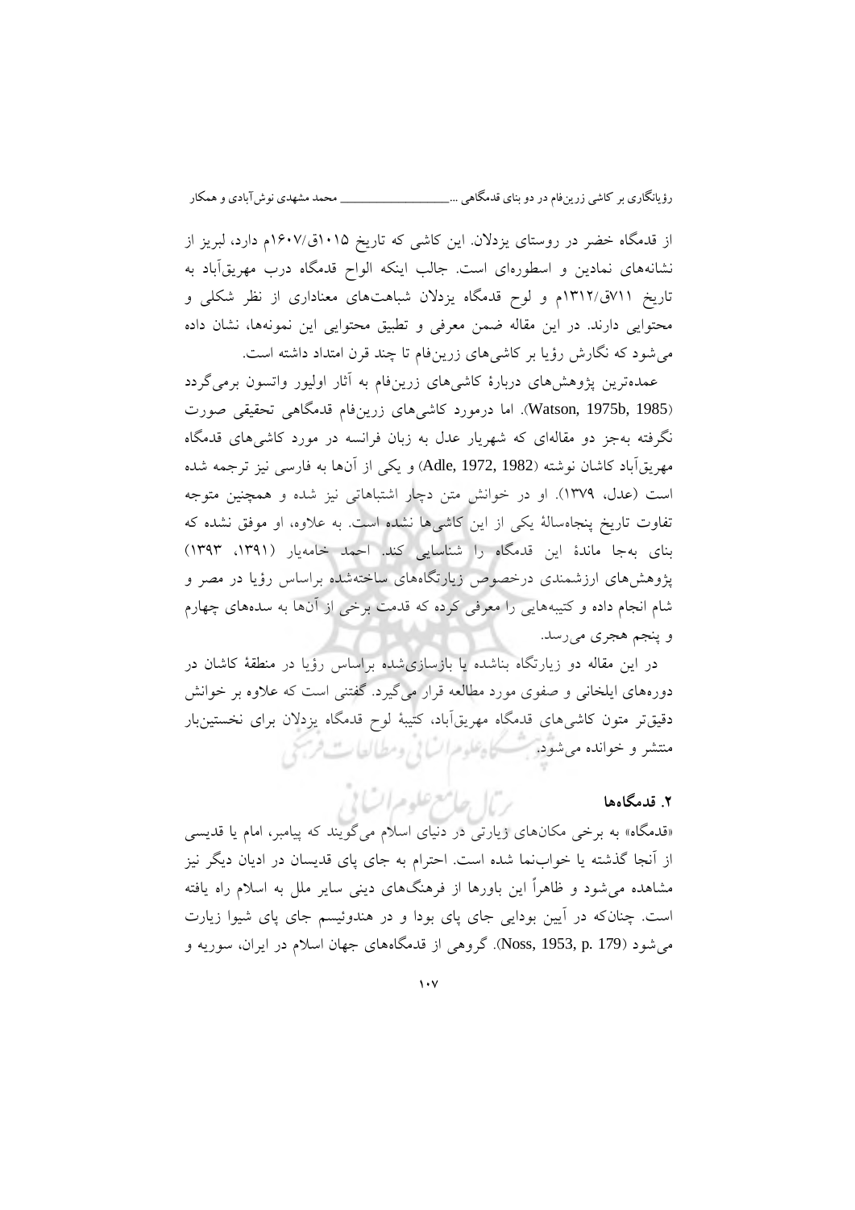از قدمگاه خضر در روستای یزدلان. این کاشی که تاریخ ۱۰۱۵ق/۱۶۰۷م دارد، لبریز از نشانه‌های نمادین و اسطوره‌ای است. جالب اینکه الواح قدمگاه درب مهریق‌آباد به تاریخ ۷۱۱ق/۱۳۱۲م و لوح قدمگاه یزدلان شباهت‌های معناداری از نظر شکلی و محتوایی دارند. در این مقاله ضمن معرفی و تطبیق محتوایی این نمونه‌ها، نشان داده می‌شود که نگارش رؤیا بر کاشی‌های زرین‌فام تا چند قرن امتداد داشته است.

عمده‌ترین پژوهش‌های دربارهٔ کاشی‌های زرین‌فام به آثار اولیور واتسون برمی‌گردد (Watson, 1975b, 1985). اما درمورد کاشی‌های زرین‌فام قدمگاهی تحقیقی صورت نگرفته به‌جز دو مقاله‌ای که شهریار عدل به زبان فرانسه در مورد کاشی‌های قدمگاه مهریق‌آباد کاشان نوشته (Adle, 1972, 1982) و یکی از آن‌ها به فارسی نیز ترجمه شده است (عدل، ۱۳۷۹). او در خوانش متن دچار اشتباهاتی نیز شده و همچنین متوجه تفاوت تاریخ پنجاه‌سالهٔ یکی از این کاشی‌ها نشده است. به علاوه، او موفق نشده که بنای به‌جا ماندهٔ این قدمگاه را شناسایی کند. احمد خامه‌یار (۱۳۹۱، ۱۳۹۳) پژوهش‌های ارزشمندی درخصوص زیارتگاه‌های ساخته‌شده براساس رؤیا در مصر و شام انجام داده و کتیبه‌هایی را معرفی کرده که قدمت برخی از آن‌ها به سده‌های چهارم و پنجم هجری می‌رسد.

در این مقاله دو زیارتگاه بناشده یا بازسازی‌شده براساس رؤیا در منطقهٔ کاشان در دوره‌های ایلخانی و صفوی مورد مطالعه قرار می‌گیرد. گفتنی است که علاوه بر خوانش دقیق‌تر متون کاشی‌های قدمگاه مهریق‌آباد، کتیبهٔ لوح قدمگاه یزدلان برای نخستین‌بار منتشر و خوانده می‌شود.

## ۲. قدمگاه‌ها

«قدمگاه» به برخی مکان‌های زیارتی در دنیای اسلام می‌گویند که پیامبر، امام یا قدیسی از آنجا گذشته یا خواب‌نما شده است. احترام به جای پای قدیسان در ادیان دیگر نیز مشاهده می‌شود و ظاهراً این باورها از فرهنگ‌های دینی سایر ملل به اسلام راه یافته است. چنان‌که در آیین بودایی جای پای بودا و در هندوئیسم جای پای شیوا زیارت می‌شود (Noss, 1953, p. 179). گروهی از قدمگاه‌های جهان اسلام در ایران، سوریه و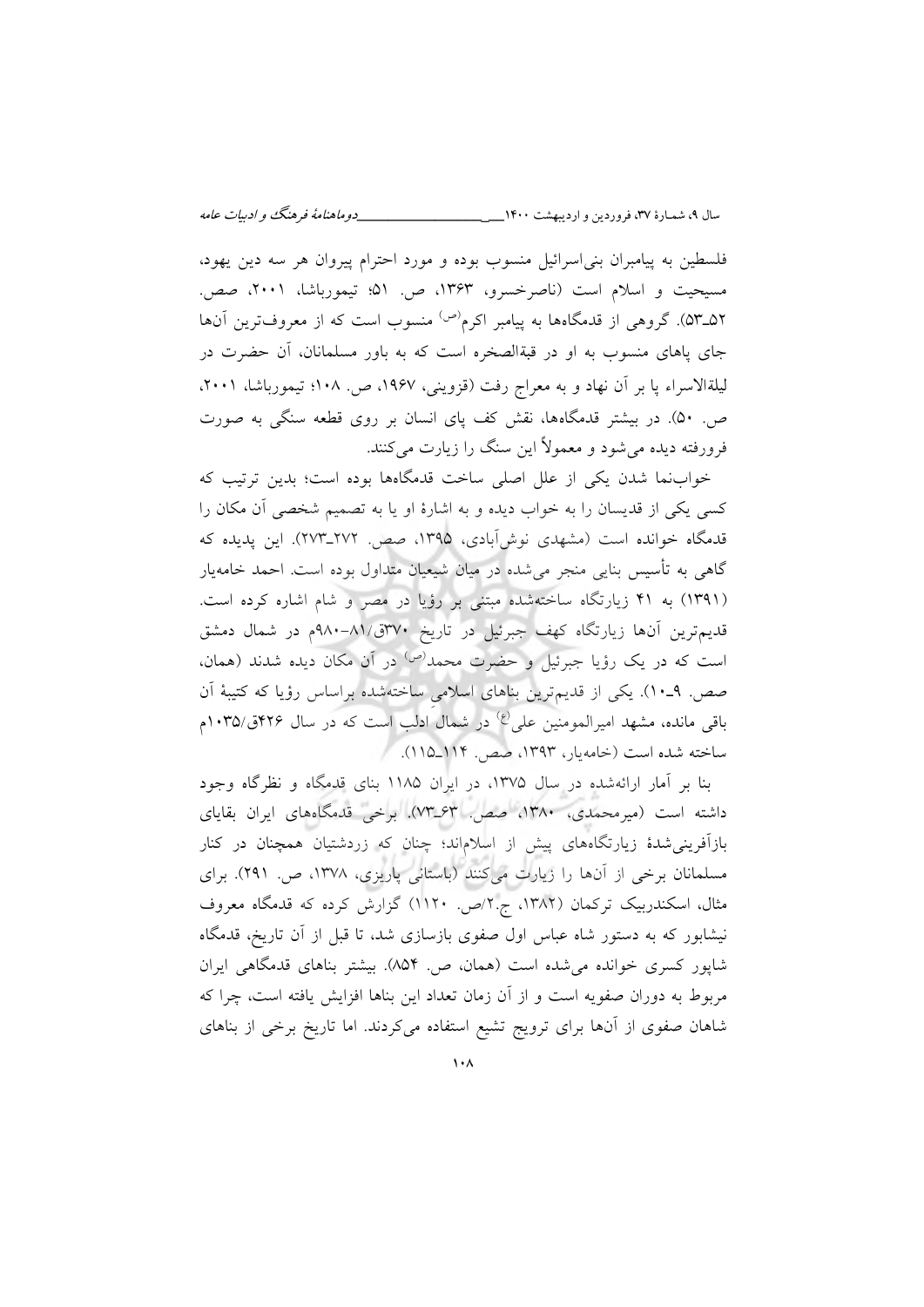فلسطین به پیامبران بنی‌اسرائیل منسوب بوده و مورد احترام پیروان هر سه دین یهود، مسیحیت و اسلام است (ناصرخسرو، ۱۳۶۳، ص. ۵۱؛ تیموریاشا، ۲۰۰۱، صص. ۵۲ـ۵۳). گروهی از قدمگاه‌ها به پیامبر اکرم(ص) منسوب است که از معروف‌ترین آن‌ها جای پاهای منسوب به او در قبةالصخره است که به باور مسلمانان، آن حضرت در لیلةالاسراء پا بر آن نهاد و به معراج رفت (قزوینی، ۱۹۶۷، ص. ۱۰۸؛ تیموریاشا، ۲۰۰۱، ص. ۵۰). در بیشتر قدمگاه‌ها، نقش کف پای انسان بر روی قطعه سنگی به صورت فرورفته دیده می‌شود و معمولاً این سنگ را زیارت می‌کنند.

خواب‌نما شدن یکی از علل اصلی ساخت قدمگاه‌ها بوده است؛ بدین ترتیب که کسی یکی از قدیسان را به خواب دیده و به اشارهٔ او یا به تصمیم شخصی آن مکان را قدمگاه خوانده است (مشهدی نوش‌آبادی، ۱۳۹۵، صص. ۲۷۲ـ۲۷۳). این پدیده که گاهی به تأسیس بنایی منجر می‌شده در میان شیعیان متداول بوده است. احمد خامه‌یار (۱۳۹۱) به ۴۱ زیارتگاه ساخته‌شده مبتنی بر رؤیا در مصر و شام اشاره کرده است. قدیم‌ترین آن‌ها زیارتگاه کهف جبرئیل در تاریخ ۳۷۰ق/۸۱-۹۸۰م در شمال دمشق است که در یک رؤیا جبرئیل و حضرت محمد(ص) در آن مکان دیده شدند (همان، صص. ۹ـ۱۰). یکی از قدیم‌ترین بناهای اسلامیِ ساخته‌شده براساس رؤیا که کتیبهٔ آن باقی مانده، مشهد امیرالمومنین علی(ع) در شمال ادلب است که در سال ۴۲۶ق/۱۰۳۵م ساخته شده است (خامه‌یار، ۱۳۹۳، صص. ۱۱۴ـ۱۱۵).

بنا بر آمار ارائه‌شده در سال ۱۳۷۵، در ایران ۱۱۸۵ بنای قدمگاه و نظرگاه وجود داشته است (میرمحمدی، ۱۳۸۰، صص. ۶۳ـ۷۳). برخی قدمگاه‌های ایران بقایای بازآفرینی‌شدهٔ زیارتگاه‌های پیش از اسلام‌اند؛ چنان که زردشتیان همچنان در کنار مسلمانان برخی از آن‌ها را زیارت می‌کنند (باستانی پاریزی، ۱۳۷۸، ص. ۲۹۱). برای مثال، اسکندربیک ترکمان (۱۳۸۲، ج.۲/ص. ۱۱۲۰) گزارش کرده که قدمگاه معروف نیشابور که به دستور شاه عباس اول صفوی بازسازی شد، تا قبل از آن تاریخ، قدمگاه شاپور کسری خوانده می‌شده است (همان، ص. ۸۵۴). بیشتر بناهای قدمگاهی ایران مربوط به دوران صفویه است و از آن زمان تعداد این بناها افزایش یافته است، چرا که شاهان صفوی از آن‌ها برای ترویج تشیع استفاده می‌کردند. اما تاریخ برخی از بناهای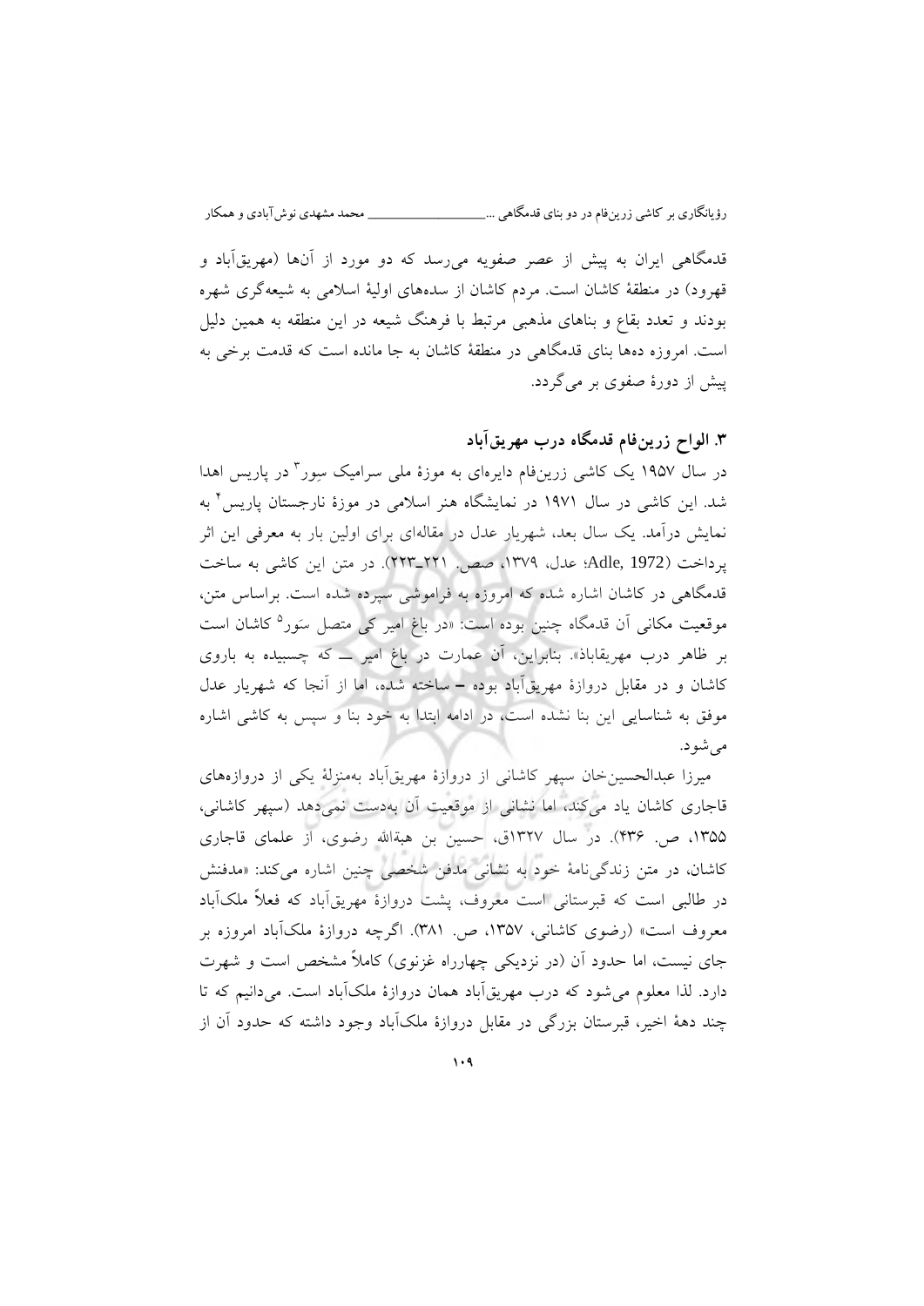قدمگاهی ایران به پیش از عصر صفویه می‌رسد که دو مورد از آن‌ها (مهریق‌آباد و قهرود) در منطقهٔ کاشان است. مردم کاشان از سده‌های اولیهٔ اسلامی به شیعه‌گری شهره بودند و تعدد بقاع و بناهای مذهبی مرتبط با فرهنگ شیعه در این منطقه به همین دلیل است. امروزه ده‌ها بنای قدمگاهی در منطقهٔ کاشان به جا مانده است که قدمت برخی به پیش از دورهٔ صفوی بر می‌گردد.

## ۳. الواح زرین‌فام قدمگاه درب مهریق‌آباد

در سال ۱۹۵۷ یک کاشی زرین‌فام دایره‌ای به موزهٔ ملی سرامیک سِور[۳] در پاریس اهدا شد. این کاشی در سال ۱۹۷۱ در نمایشگاه هنر اسلامی در موزهٔ نارجستان پاریس[۴] به نمایش درآمد. یک سال بعد، شهریار عدل در مقاله‌ای برای اولین بار به معرفی این اثر پرداخت (Adle, 1972؛ عدل، ۱۳۷۹، صص. ۲۲۱ـ۲۲۳). در متن این کاشی به ساخت قدمگاهی در کاشان اشاره شده که امروزه به فراموشی سپرده شده است. براساس متن، موقعیت مکانی آن قدمگاه چنین بوده است: «در باغ امیر کی متصل سَور[۵] کاشان است بر ظاهر درب مهریقاباذ». بنابراین، آن عمارت در باغ امیر ــ که چسبیده به باروی کاشان و در مقابل دروازهٔ مهریق‌آباد بوده – ساخته شده، اما از آنجا که شهریار عدل موفق به شناسایی این بنا نشده است، در ادامه ابتدا به خود بنا و سپس به کاشی اشاره می‌شود.

میرزا عبدالحسین‌خان سپهر کاشانی از دروازهٔ مهریق‌آباد به‌منزلهٔ یکی از دروازه‌های قاجاری کاشان یاد می‌کند، اما نشانی از موقعیت آن به‌دست نمی‌دهد (سپهر کاشانی، ۱۳۵۵، ص. ۴۳۶). در سال ۱۳۲۷ق، حسین بن هبةالله رضوی، از علمای قاجاری کاشان، در متن زندگی‌نامهٔ خود به نشانی مدفن شخصی چنین اشاره می‌کند: «مدفنش در طالبی است که قبرستانی است معروف، پشت دروازهٔ مهریق‌آباد که فعلاً ملک‌آباد معروف است» (رضوی کاشانی، ۱۳۵۷، ص. ۳۸۱). اگرچه دروازهٔ ملک‌آباد امروزه بر جای نیست، اما حدود آن (در نزدیکی چهارراه غزنوی) کاملاً مشخص است و شهرت دارد. لذا معلوم می‌شود که درب مهریق‌آباد همان دروازهٔ ملک‌آباد است. می‌دانیم که تا چند دههٔ اخیر، قبرستان بزرگی در مقابل دروازهٔ ملک‌آباد وجود داشته که حدود آن از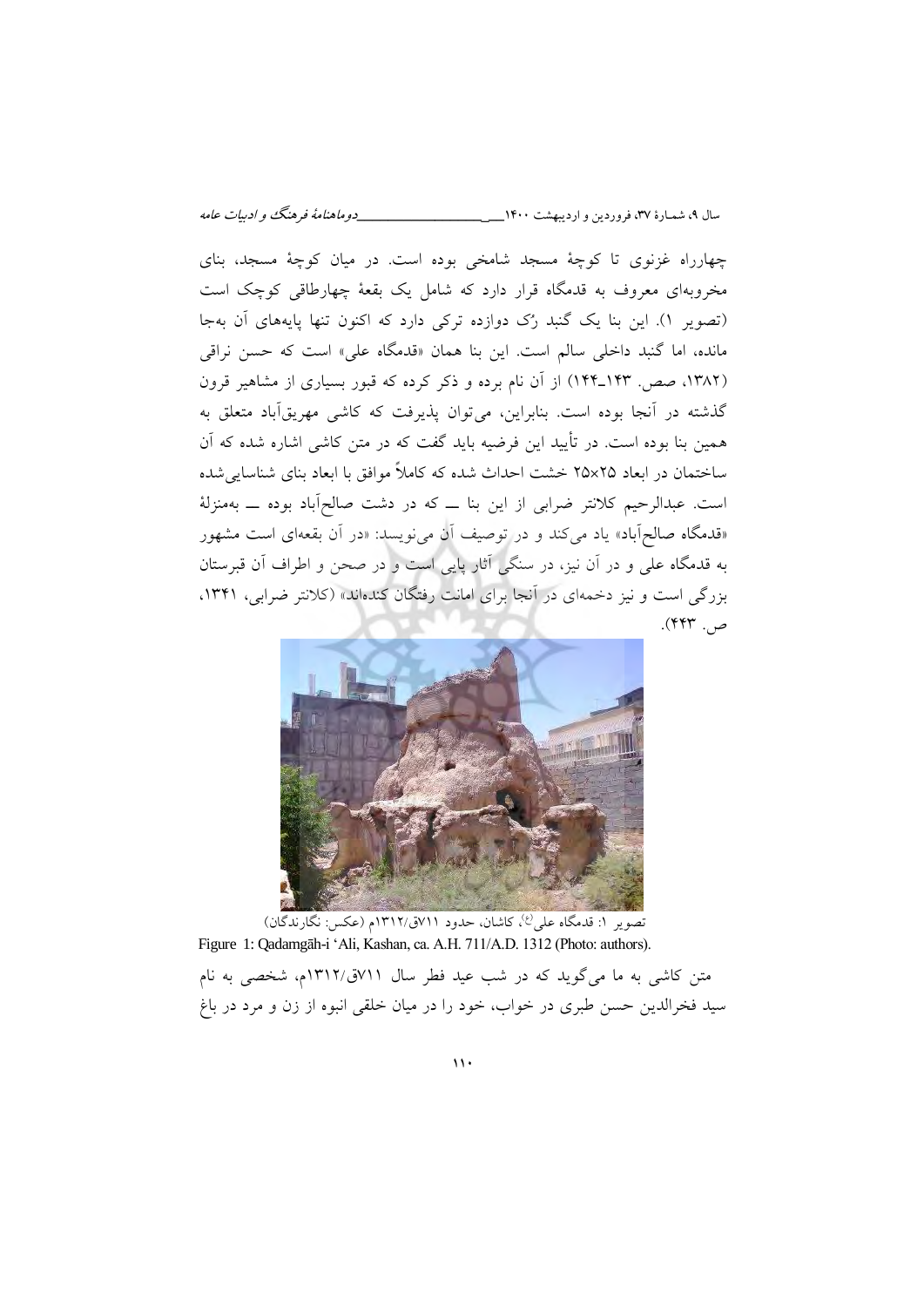چهارراه غزنوی تا کوچهٔ مسجد شامخی بوده است. در میان کوچهٔ مسجد، بنای مخروبه‌ای معروف به قدمگاه قرار دارد که شامل یک بقعهٔ چهارطاقی کوچک است (تصویر ۱). این بنا یک گنبد رُک دوازده ترکی دارد که اکنون تنها پایه‌های آن به‌جا مانده، اما گنبد داخلی سالم است. این بنا همان «قدمگاه علی» است که حسن نراقی (۱۳۸۲، صص. ۱۴۳ـ۱۴۴) از آن نام برده و ذکر کرده که قبور بسیاری از مشاهیر قرون گذشته در آنجا بوده است. بنابراین، می‌توان پذیرفت که کاشی مهریق‌آباد متعلق به همین بنا بوده است. در تأیید این فرضیه باید گفت که در متن کاشی اشاره شده که آن ساختمان در ابعاد ۲۵×۲۵ خشت احداث شده که کاملاً موافق با ابعاد بنای شناسایی‌شده است. عبدالرحیم کلانتر ضرابی از این بنا ــ که در دشت صالح‌آباد بوده ــ به‌منزلهٔ «قدمگاه صالح‌آباد» یاد می‌کند و در توصیف آن می‌نویسد: «در آن بقعه‌ای است مشهور به قدمگاه علی و در آن نیز، در سنگی آثار پایی است و در صحن و اطراف آن قبرستان بزرگی است و نیز دخمه‌ای در آنجا برای امانت رفتگان کنده‌اند» (کلانتر ضرابی، ۱۳۴۱، ص. ۴۴۳).

تصویر ۱: قدمگاه علی(ع)، کاشان، حدود ۷۱۱ق/۱۳۱۲م (عکس: نگارندگان)

Figure 1: Qadamgāh-i ʻAli, Kashan, ca. A.H. 711/A.D. 1312 (Photo: authors).

متن کاشی به ما می‌گوید که در شب عید فطر سال ۷۱۱ق/۱۳۱۲م، شخصی به نام سید فخرالدین حسن طبری در خواب، خود را در میان خلقی انبوه از زن و مرد در باغ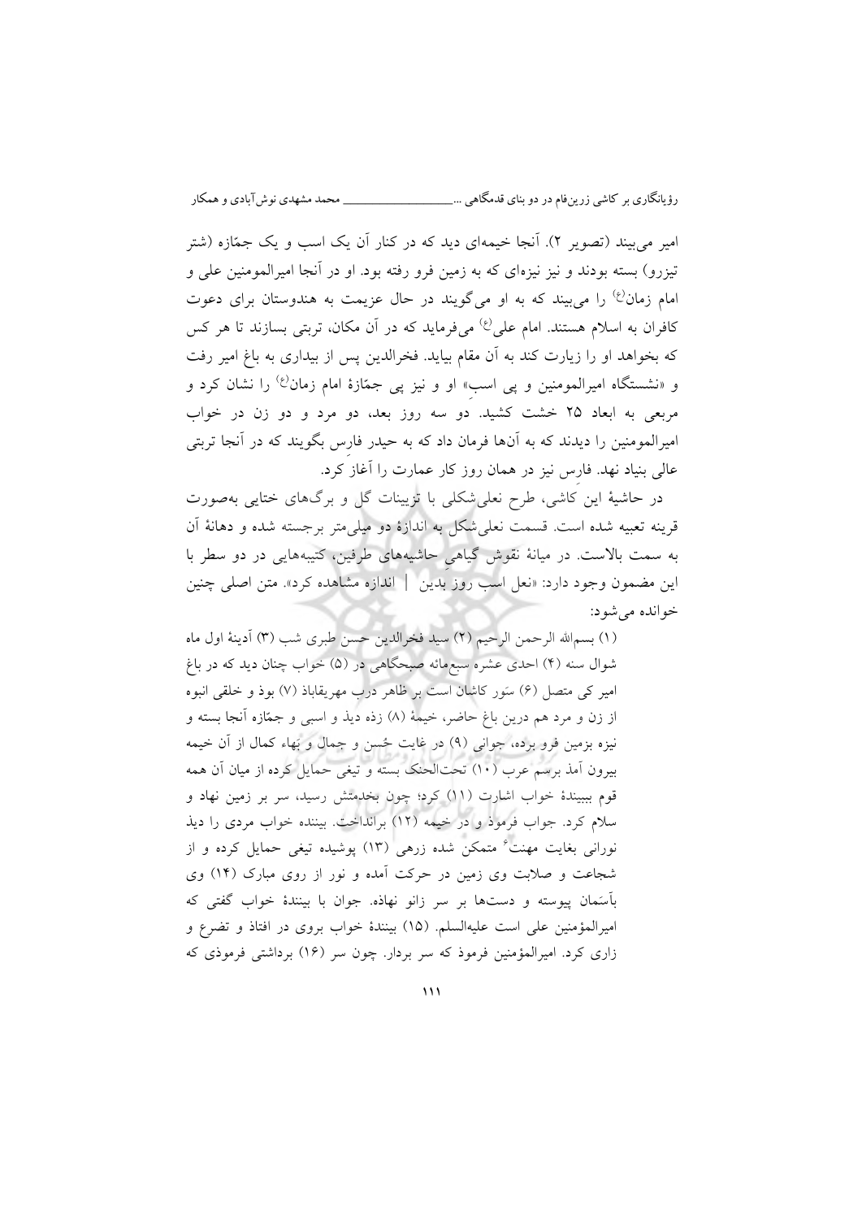امیر می‌بیند (تصویر ۲). آنجا خیمه‌ای دید که در کنار آن یک اسب و یک جمّازه (شتر تیزرو) بسته بودند و نیز نیزه‌ای که به زمین فرو رفته بود. او در آنجا امیرالمومنین علی و امام زمان(ع) را می‌بیند که به او می‌گویند در حال عزیمت به هندوستان برای دعوت کافران به اسلام هستند. امام علی(ع) می‌فرماید که در آن مکان، تربتی بسازند تا هر کس که بخواهد او را زیارت کند به آن مقام بیاید. فخرالدین پس از بیداری به باغ امیر رفت و «نشستگاه امیرالمومنین و پی اسب» او و نیز پی جمّازهٔ امام زمان(ع) را نشان کرد و مربعی به ابعاد ۲۵ خشت کشید. دو سه روز بعد، دو مرد و دو زن در خواب امیرالمومنین را دیدند که به آن‌ها فرمان داد که به حیدر فارس بگویند که در آنجا تربتی عالی بنیاد نهد. فارس نیز در همان روز کار عمارت را آغاز کرد.

در حاشیهٔ این کاشی، طرح نعلی‌شکلی با تزیینات گل و برگ‌های ختایی به‌صورت قرینه تعبیه شده است. قسمت نعلی‌شکل به اندازهٔ دو میلی‌متر برجسته شده و دهانهٔ آن به سمت بالاست. در میانهٔ نقوش گیاهیِ حاشیه‌های طرفین، کتیبه‌هایی در دو سطر با این مضمون وجود دارد: «نعل اسب روز بدین | اندازه مشاهده کرد». متن اصلی چنین خوانده می‌شود:

(۱) بسم‌الله الرحمن الرحیم (۲) سید فخرالدین حسن طبری شب (۳) آدینهٔ اول ماه شوال سنه (۴) احدی عشره سبع‌مائه صبحگاهی در (۵) خواب چنان دید که در باغ امیر کی متصل (۶) سَور کاشان است بر ظاهر درب مهریقاباذ (۷) بوذ و خلقی انبوه از زن و مرد هم درین باغ حاضر، خیمهٔ (۸) زذه دیذ و اسبی و جمّازه آنجا بسته و نیزه بزمین فرو برده، جوانی (۹) در غایت حُسن و جمال و بَهاء کمال از آن خیمه بیرون آمد برسم عرب (۱۰) تحت‌الحنک بسته و تیغی حمایل کرده از میان آن همه قوم ببینندهٔ خواب اشارت (۱۱) کرد؛ چون بخدمتش رسید، سر بر زمین نهاد و سلام کرد. جواب فرموذ و در خیمه (۱۲) برانداخت. بیننده خواب مردی را دیذ نورانی بغایت مهنت[۶] متمکن شده زرهی (۱۳) پوشیده تیغی حمایل کرده و از شجاعت و صلابت وی زمین در حرکت آمده و نور از روی مبارک (۱۴) وی بآسَمان پیوسته و دست‌ها بر سر زانو نهاذه. جوان با بینندهٔ خواب گفتی که امیرالمؤمنین علی است علیه‌السلم. (۱۵) بینندهٔ خواب بروی در افتاذ و تضرع و زاری کرد. امیرالمؤمنین فرموذ که سر بردار. چون سر (۱۶) برداشتی فرموذی که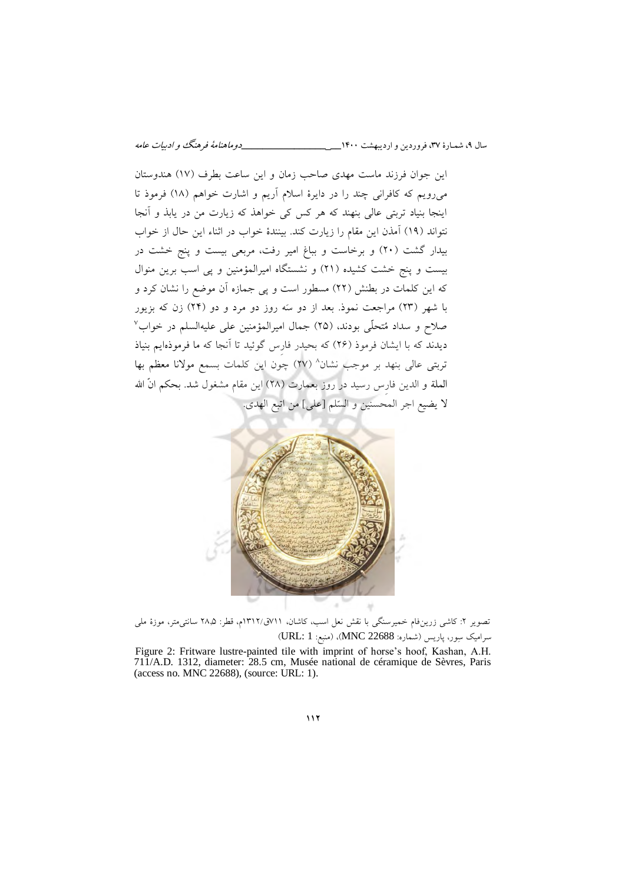این جوان فرزند ماست مهدی صاحب زمان و این ساعت بطرف (۱۷) هندوستان می‌رویم که کافرانی چند را در دایرهٔ اسلام آریم و اشارت خواهم (۱۸) فرموذ تا اینجا بنیاد تربتی عالی بنهند که هر کس کی خواهذ که زیارت من در یابذ و آنجا نتواند (۱۹) آمذن این مقام را زیارت کند. بینندهٔ خواب در اثناء این حال از خواب بیدار گشت (۲۰) و برخاست و بباغ امیر رفت، مربعی بیست و پنج خشت در بیست و پنج خشت کشیده (۲۱) و نشستگاه امیرالمؤمنین و پی اسب برین منوال که این کلمات در بطنش (۲۲) مسطور است و پی جمازه آن موضع را نشان کرد و با شهر (۲۳) مراجعت نموذ. بعد از دو سه روز دو مرد و دو (۲۴) زن که بزیور صلاح و سداد مُتحلّی بودند، (۲۵) جمال امیرالمؤمنین علی علیه‌السلم در خواب[7] دیدند که با ایشان فرموذ (۲۶) که بحیدر فارِس گوئید تا آنجا که ما فرموذه‌ایم بنیاذ تربتی عالی بنهد بر موجب نشان[8] (۲۷) چون این کلمات بسمع مولانا معظم بها الملة و الدین فارِس رسید در روز بعمارت (۲۸) این مقام مشغول شد. بحکم انّ الله لا یضیع اجر المحسنین و السّلم [علی] من اتبع الهدی.

تصویر ۲: کاشی زرین‌فام خمیرسنگی با نقش نعل اسب، کاشان، ۷۱۱ق/۱۳۱۲م، قطر: ۲۸.۵ سانتی‌متر، موزهٔ ملی سرامیک سِور، پاریس (شماره: MNC 22688)، (منبع: URL: 1)

Figure 2: Fritware lustre-painted tile with imprint of horse's hoof, Kashan, A.H. 711/A.D. 1312, diameter: 28.5 cm, Musée national de céramique de Sèvres, Paris (access no. MNC 22688), (source: URL: 1).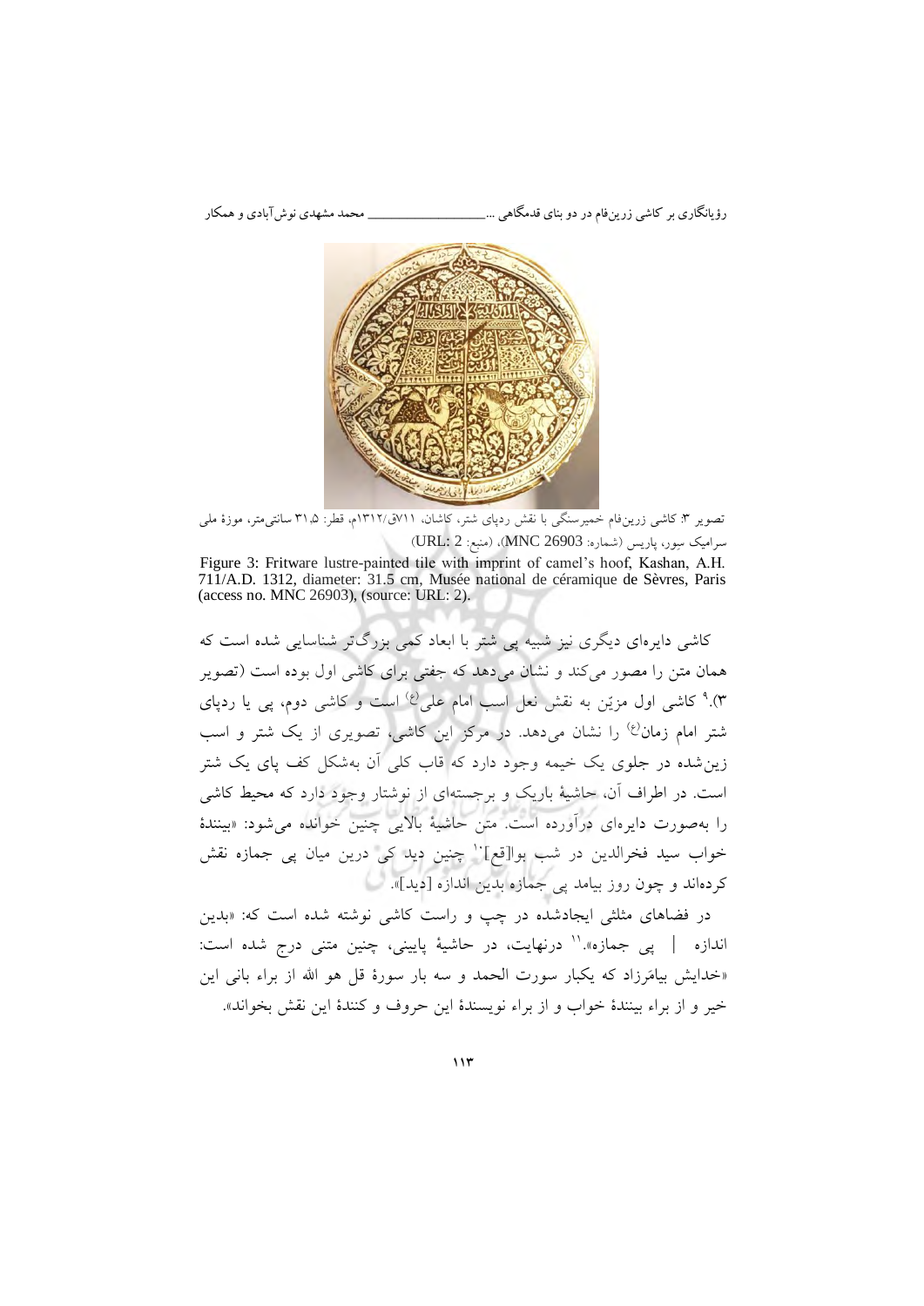تصویر ۳: کاشی زرین‌فام خمیرسنگی با نقش ردپای شتر، کاشان، ۷۱۱ق/۱۳۱۲م، قطر: ۳۱،۵ سانتی‌متر، موزهٔ ملی سرامیک سِوِر، پاریس (شماره: MNC 26903)، (منبع: URL: 2)

Figure 3: Fritware lustre-painted tile with imprint of camel's hoof, Kashan, A.H. 711/A.D. 1312, diameter: 31.5 cm, Musée national de céramique de Sèvres, Paris (access no. MNC 26903), (source: URL: 2).

کاشی دایره‌ای دیگری نیز شبیه پی شتر با ابعاد کمی بزرگ‌تر شناسایی شده است که همان متن را مصور می‌کند و نشان می‌دهد که جفتی برای کاشی اول بوده است (تصویر ۳).[۹] کاشی اول مزیّن به نقش نعل اسب امام علی(ع) است و کاشی دوم، پی یا ردپای شتر امام زمان(ع) را نشان می‌دهد. در مرکز این کاشی، تصویری از یک شتر و اسب زین‌شده در جلوی یک خیمه وجود دارد که قاب کلی آن به‌شکل کف پای یک شتر است. در اطراف آن، حاشیهٔ باریک و برجسته‌ای از نوشتار وجود دارد که محیط کاشی را به‌صورت دایره‌ای درآورده است. متن حاشیهٔ بالایی چنین خوانده می‌شود: «بینندهٔ خواب سید فخرالدین در شب بوا[قع][۱۰] چنین دید کی درین میان پی جمازه نقش کرده‌اند و چون روز بیامد پی جمازه بدین اندازه [دید]».

در فضاهای مثلثی ایجادشده در چپ و راست کاشی نوشته شده است که: «بدین اندازه | پی جمازه».[۱۱] درنهایت، در حاشیهٔ پایینی، چنین متنی درج شده است: «خدایش بیامَرزاد که یکبار سورت الحمد و سه بار سورهٔ قل هو الله از براء بانی این خیر و از براء بینندهٔ خواب و از براء نویسندهٔ این حروف و کنندهٔ این نقش بخواند».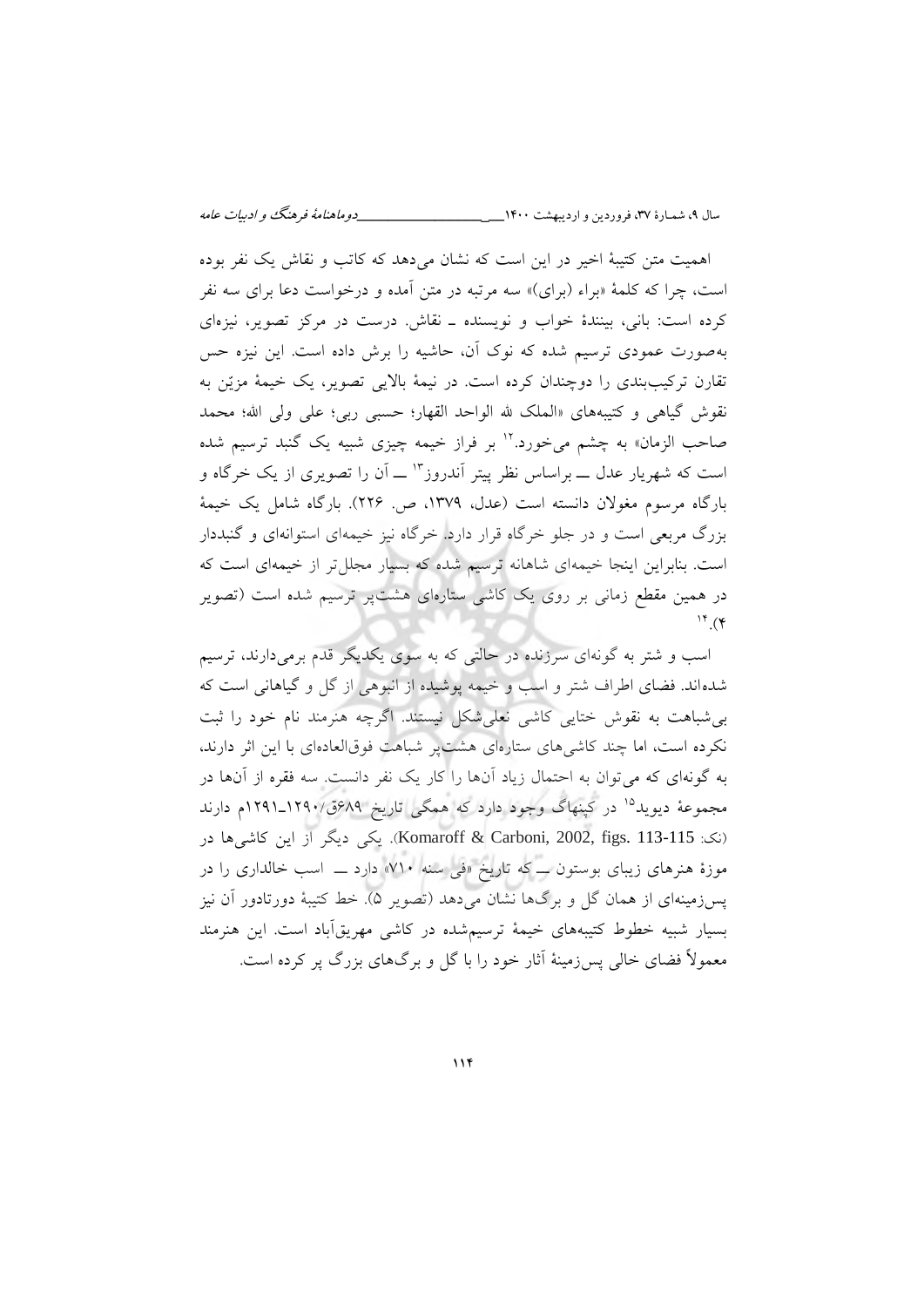اهمیت متن کتیبهٔ اخیر در این است که نشان می‌دهد که کاتب و نقاش یک نفر بوده است، چرا که کلمهٔ «براء (برای)» سه مرتبه در متن آمده و درخواست دعا برای سه نفر کرده است: بانی، بینندهٔ خواب و نویسنده ـ نقاش. درست در مرکز تصویر، نیزه‌ای به‌صورت عمودی ترسیم شده که نوک آن، حاشیه را برش داده است. این نیزه حس تقارن ترکیب‌بندی را دوچندان کرده است. در نیمهٔ بالایی تصویر، یک خیمهٔ مزیّن به نقوش گیاهی و کتیبه‌های «الملک لله الواحد القهار؛ حسبی ربی؛ علی ولی الله؛ محمد صاحب الزمان» به چشم می‌خورد.[12] بر فراز خیمه چیزی شبیه یک گنبد ترسیم شده است که شهریار عدل ــ براساس نظر پیتر آندروز[13] ــ آن را تصویری از یک خرگاه و بارگاه مرسوم مغولان دانسته است (عدل، ۱۳۷۹، ص. ۲۲۶). بارگاه شامل یک خیمهٔ بزرگ مربعی است و در جلو خرگاه قرار دارد. خرگاه نیز خیمه‌ای استوانه‌ای و گنبددار است. بنابراین اینجا خیمه‌ای شاهانه ترسیم شده که بسیار مجلل‌تر از خیمه‌ای است که در همین مقطع زمانی بر روی یک کاشی ستاره‌ای هشت‌پر ترسیم شده است (تصویر ۴).[14]

اسب و شتر به گونه‌ای سرزنده در حالتی که به سوی یکدیگر قدم برمی‌دارند، ترسیم شده‌اند. فضای اطراف شتر و اسب و خیمه پوشیده از انبوهی از گل و گیاهانی است که بی‌شباهت به نقوش ختایی کاشی نعلی‌شکل نیستند. اگرچه هنرمند نام خود را ثبت نکرده است، اما چند کاشی‌های ستاره‌ای هشت‌پر شباهت فوق‌العاده‌ای با این اثر دارند، به گونه‌ای که می‌توان به احتمال زیاد آن‌ها را کار یک نفر دانست. سه فقره از آن‌ها در مجموعهٔ دیوید[15] در کپنهاگ وجود دارد که همگی تاریخ ۶۸۹ق/۱۲۹۰ـ۱۲۹۱م دارند (نک: Komaroff & Carboni, 2002, figs. 113-115). یکی دیگر از این کاشی‌ها در موزهٔ هنرهای زیبای بوستون ــ که تاریخ «فی سنه ۷۱۰» دارد ــ اسب خالداری را در پس‌زمینه‌ای از همان گل و برگ‌ها نشان می‌دهد (تصویر ۵). خط کتیبهٔ دورتادور آن نیز بسیار شبیه خطوط کتیبه‌های خیمهٔ ترسیم‌شده در کاشی مهریق‌آباد است. این هنرمند معمولاً فضای خالی پس‌زمینهٔ آثار خود را با گل و برگ‌های بزرگ پر کرده است.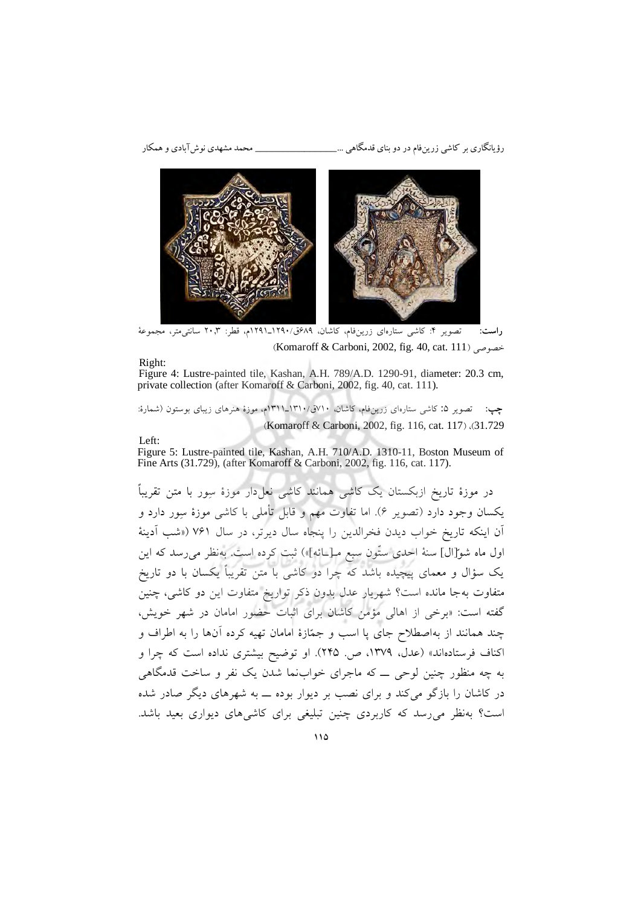**راست:** تصویر ۴: کاشی ستاره‌ای زرین‌فام، کاشان، ۶۸۹ق/۱۲۹۰ـ۱۲۹۱م، قطر: ۲۰٫۳ سانتی‌متر، مجموعهٔ خصوصی (Komaroff & Carboni, 2002, fig. 40, cat. 111)

Right:
Figure 4: Lustre-painted tile, Kashan, A.H. 789/A.D. 1290-91, diameter: 20.3 cm, private collection (after Komaroff & Carboni, 2002, fig. 40, cat. 111).

**چپ:** تصویر ۵: کاشی ستاره‌ای زرین‌فام، کاشان، ۷۱۰ق/۱۳۱۰ـ۱۳۱۱م، موزهٔ هنرهای زیبای بوستون (شمارهٔ: 31.729)، (Komaroff & Carboni, 2002, fig. 116, cat. 117)

Left:
Figure 5: Lustre-painted tile, Kashan, A.H. 710/A.D. 1310-11, Boston Museum of Fine Arts (31.729), (after Komaroff & Carboni, 2002, fig. 116, cat. 117).

در موزهٔ تاریخ ازبکستان یک کاشی همانند کاشی نعل‌دار موزهٔ سِور با متن تقریباً یکسان وجود دارد (تصویر ۶). اما تفاوت مهم و قابل تأملی با کاشی موزهٔ سِور دارد و آن اینکه تاریخ خواب دیدن فخرالدین را پنجاه سال دیرتر، در سال ۷۶۱ («شب آدینهٔ اول ماه شو[ال] سنهٔ احدی ستّون سبع م[ـائه]») ثبت کرده است. به‌نظر می‌رسد که این یک سؤال و معمای پیچیده باشد که چرا دو کاشی با متن تقریباً یکسان با دو تاریخ متفاوت به‌جا مانده است؟ شهریار عدل بدون ذکر تواریخ متفاوت این دو کاشی، چنین گفته است: «برخی از اهالی مؤمن کاشان برای اثبات حضور امامان در شهر خویش، چند همانند از به‌اصطلاح جای پا اسب و جمّازهٔ امامان تهیه کرده آن‌ها را به اطراف و اکناف فرستاده‌اند» (عدل، ۱۳۷۹، ص. ۲۴۵). او توضیح بیشتری نداده است که چرا و به چه منظور چنین لوحی ــ که ماجرای خواب‌نما شدن یک نفر و ساخت قدمگاهی در کاشان را بازگو می‌کند و برای نصب بر دیوار بوده ــ به شهرهای دیگر صادر شده است؟ به‌نظر می‌رسد که کاربردی چنین تبلیغی برای کاشی‌های دیواری بعید باشد.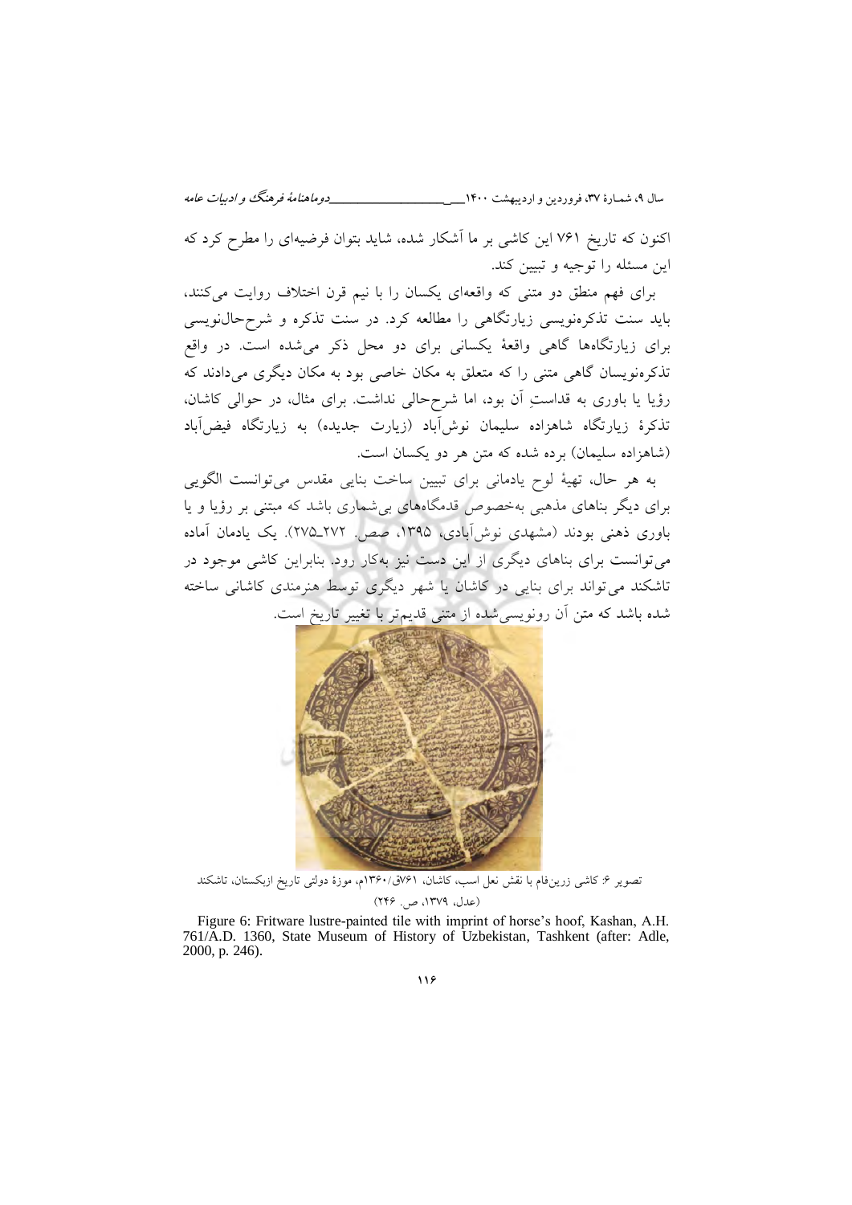اکنون که تاریخ ۷۶۱ این کاشی بر ما آشکار شده، شاید بتوان فرضیه‌ای را مطرح کرد که این مسئله را توجیه و تبیین کند.

برای فهم منطق دو متنی که واقعه‌ای یکسان را با نیم قرن اختلاف روایت می‌کنند، باید سنت تذکره‌نویسی زیارتگاهی را مطالعه کرد. در سنت تذکره و شرح‌حال‌نویسی برای زیارتگاه‌ها گاهی واقعهٔ یکسانی برای دو محل ذکر می‌شده است. در واقع تذکره‌نویسان گاهی متنی را که متعلق به مکان خاصی بود به مکان دیگری می‌دادند که رؤیا یا باوری به قداستِ آن بود، اما شرح‌حالی نداشت. برای مثال، در حوالی کاشان، تذکرهٔ زیارتگاه شاهزاده سلیمان نوش‌آباد (زیارت جدیده) به زیارتگاه فیض‌آباد (شاهزاده سلیمان) برده شده که متن هر دو یکسان است.

به هر حال، تهیهٔ لوح یادمانی برای تبیین ساخت بنایی مقدس می‌توانست الگویی برای دیگر بناهای مذهبی به‌خصوص قدمگاه‌های بی‌شماری باشد که مبتنی بر رؤیا و یا باوری ذهنی بودند (مشهدی نوش‌آبادی، ۱۳۹۵، صص. ۲۷۲ـ۲۷۵). یک یادمان آماده می‌توانست برای بناهای دیگری از این دست نیز به‌کار رود. بنابراین کاشی موجود در تاشکند می‌تواند برای بنایی در کاشان یا شهر دیگری توسط هنرمندی کاشانی ساخته شده باشد که متن آن رونویسی‌شده از متنی قدیم‌تر با تغییر تاریخ است.

تصویر ۶: کاشی زرین‌فام با نقش نعل اسب، کاشان، ۷۶۱ق/۱۳۶۰م، موزهٔ دولتی تاریخ ازبکستان، تاشکند (عدل، ۱۳۷۹، ص. ۲۴۶)

Figure 6: Fritware lustre-painted tile with imprint of horse's hoof, Kashan, A.H. 761/A.D. 1360, State Museum of History of Uzbekistan, Tashkent (after: Adle, 2000, p. 246).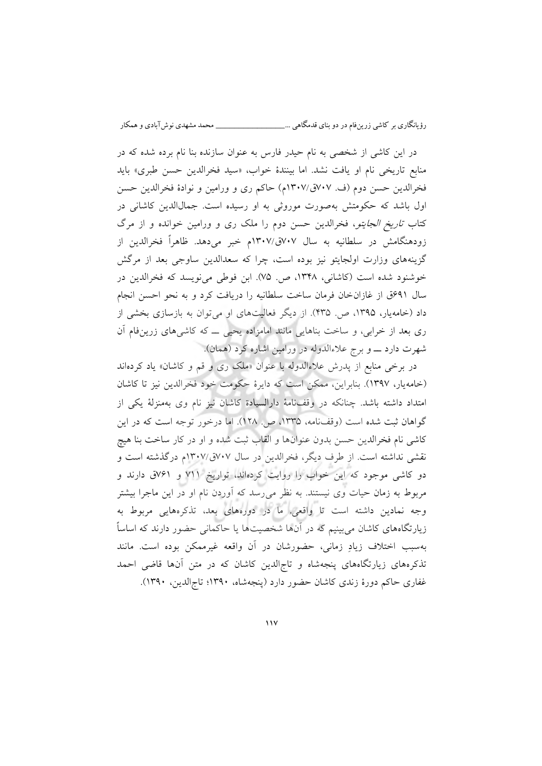در این کاشی از شخصی به نام حیدر فارس به عنوان سازنده بنا نام برده شده که در منابع تاریخی نام او یافت نشد. اما بینندهٔ خواب، «سید فخرالدین حسن طبری» باید فخرالدین حسن دوم (ف. ۷۰۷ق/۱۳۰۷م) حاکم ری و ورامین و نوادهٔ فخرالدین حسن اول باشد که حکومتش به‌صورت موروثی به او رسیده است. جمال‌الدین کاشانی در کتاب *تاریخ الجایتو*، فخرالدین حسن دوم را ملک ری و ورامین خوانده و از مرگ زودهنگامش در سلطانیه به سال ۷۰۷ق/۱۳۰۷م خبر می‌دهد. ظاهراً فخرالدین از گزینه‌های وزارت اولجایتو نیز بوده است، چرا که سعدالدین ساوجی بعد از مرگش خوشنود شده است (کاشانی، ۱۳۴۸، ص. ۷۵). ابن فوطی می‌نویسد که فخرالدین در سال ۶۹۱ق از غازان‌خان فرمان ساخت سلطانیه را دریافت کرد و به نحو احسن انجام داد (خامه‌یار، ۱۳۹۵، ص. ۴۳۵). از دیگر فعالیت‌های او می‌توان به بازسازی بخشی از ری بعد از خرابی، و ساخت بناهایی مانند امامزاده یحیی ــ که کاشی‌های زرین‌فام آن شهرت دارد ــ و برج علاءالدوله در ورامین اشاره کرد (همان).

در برخی منابع از پدرش علاءالدوله با عنوان «ملک ری و قم و کاشان» یاد کرده‌اند (خامه‌یار، ۱۳۹۷). بنابراین، ممکن است که دایرهٔ حکومت خود فخرالدین نیز تا کاشان امتداد داشته باشد. چنانکه در وقف‌نامهٔ دارالسیادهٔ کاشان نیز نام وی به‌منزلهٔ یکی از گواهان ثبت شده است (وقف‌نامه، ۱۳۳۵، ص. ۱۲۸). اما درخور توجه است که در این کاشی نام فخرالدین حسن بدون عنوان‌ها و القاب ثبت شده و او در کار ساخت بنا هیچ نقشی نداشته است. از طرف دیگر، فخرالدین در سال ۷۰۷ق/۱۳۰۷م درگذشته است و دو کاشی موجود که این خواب را روایت کرده‌اند، تواریخ ۷۱۱ و ۷۶۱ق دارند و مربوط به زمان حیات وی نیستند. به نظر می‌رسد که آوردن نام او در این ماجرا بیشتر وجه نمادین داشته است تا واقعی. ما در دوره‌های بعد، تذکره‌هایی مربوط به زیارتگاه‌های کاشان می‌بینیم که در آنها شخصیت‌ها یا حاکمانی حضور دارند که اساساً به‌سبب اختلاف زیادِ زمانی، حضورشان در آن واقعه غیرممکن بوده است. مانند تذکره‌های زیارتگاه‌های پنجه‌شاه و تاج‌الدین کاشان که در متن آنها قاضی احمد غفاری حاکم دورهٔ زندی کاشان حضور دارد (پنجه‌شاه، ۱۳۹۰؛ تاج‌الدین، ۱۳۹۰).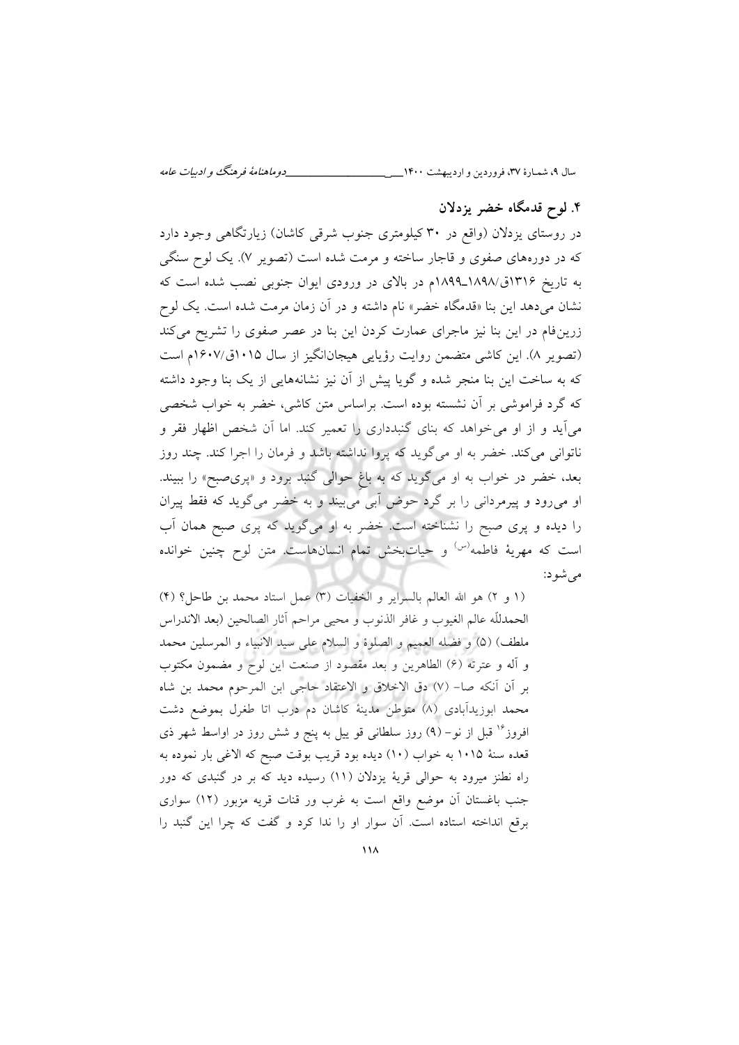## ۴. لوح قدمگاه خضر یزدلان

در روستای یزدلان (واقع در ۳۰ کیلومتری جنوب شرقی کاشان) زیارتگاهی وجود دارد که در دوره‌های صفوی و قاجار ساخته و مرمت شده است (تصویر ۷). یک لوح سنگی به تاریخ ۱۳۱۶ق/۱۸۹۸ـ۱۸۹۹م در بالای در ورودی ایوان جنوبی نصب شده است که نشان می‌دهد این بنا «قدمگاه خضر» نام داشته و در آن زمان مرمت شده است. یک لوح زرین‌فام در این بنا نیز ماجرای عمارت کردن این بنا در عصر صفوی را تشریح می‌کند (تصویر ۸). این کاشی متضمن روایت رؤیایی هیجان‌انگیز از سال ۱۰۱۵ق/۱۶۰۷م است که به ساخت این بنا منجر شده و گویا پیش از آن نیز نشانه‌هایی از یک بنا وجود داشته که گرد فراموشی بر آن نشسته بوده است. براساس متن کاشی، خضر به خواب شخصی می‌آید و از او می‌خواهد که بنای گنبدداری را تعمیر کند. اما آن شخص اظهار فقر و ناتوانی می‌کند. خضر به او می‌گوید که پروا نداشته باشد و فرمان را اجرا کند. چند روز بعد، خضر در خواب به او می‌گوید که به باغِ حوالی گنبد برود و «پری‌صبح» را ببیند. او می‌رود و پیرمردانی را بر گرد حوض آبی می‌بیند و به خضر می‌گوید که فقط پیران را دیده و پری صبح را نشناخته است. خضر به او می‌گوید که پری صبح همان آب است که مهریهٔ فاطمه(س) و حیات‌بخش تمام انسان‌هاست. متن لوح چنین خوانده می‌شود:

> (۱ و ۲) هو الله العالم بالسرایر و الخفیات (۳) عمل استاد محمد بن طاحل؟ (۴) الحمدللّه عالم الغیوب و غافر الذنوب و محیی مراحم آثار الصالحین (بعد الاندراس ملطف) (۵) و فضله العمیم و الصلوة و السلام علی سید الانبیاء و المرسلین محمد و آله و عترته (۶) الطاهرین و بعد مقصود از صنعت این لوح و مضمون مکتوب بر آن آنکه صا- (۷) دق الاخلاق و الاعتقاد حاجی ابن المرحوم محمد بن شاه محمد ابوزیدآبادی (۸) متوطن مدینهٔ کاشان دم درب اتا طغرل بموضع دشت افروز[16] قبل از نو- (۹) روز سلطانی قو ییل به پنج و شش روز در اواسط شهر ذی قعده سنهٔ ۱۰۱۵ به خواب (۱۰) دیده بود قریب بوقت صبح که الاغی بار نموده به راه نطنز میرود به حوالی قریهٔ یزدلان (۱۱) رسیده دید که بر در گنبدی که دور جنب باغستان آن موضع واقع است به غرب ور قنات قریه مزبور (۱۲) سواری برقع انداخته استاده است. آن سوار او را ندا کرد و گفت که چرا این گنبد را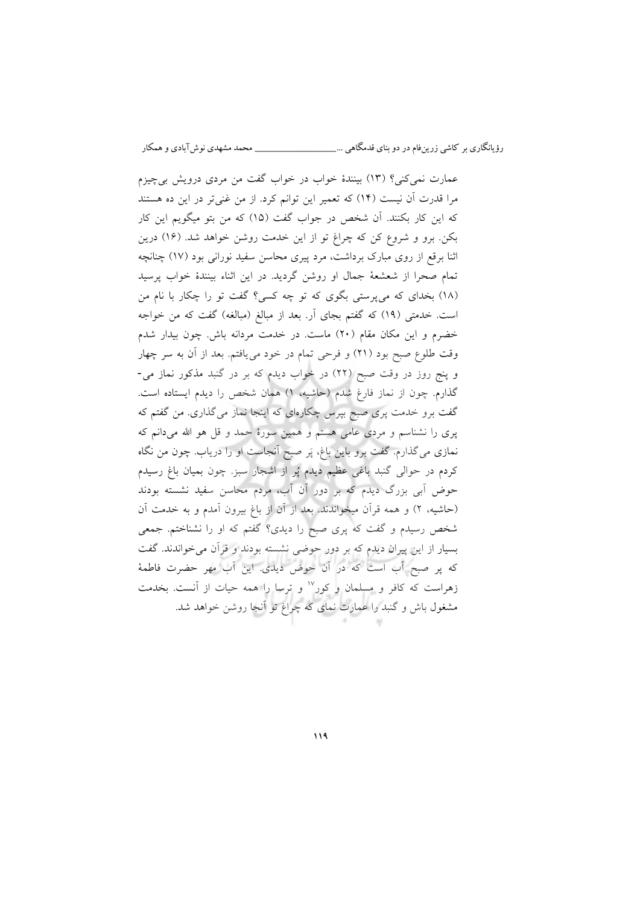عمارت نمی‌کنی؟ (۱۳) بینندهٔ خواب در خواب گفت من مردی درویش بی‌چیزم مرا قدرت آن نیست (۱۴) که تعمیر این توانم کرد. از من غنی‌تر در این ده هستند که این کار بکنند. آن شخص در جواب گفت (۱۵) که من بتو میگویم این کار بکن. برو و شروع کن که چراغ تو از این خدمت روشن خواهد شد. (۱۶) درین اثنا برقع از روی مبارک برداشت، مرد پیری محاسن سفید نورانی بود (۱۷) چنانچه تمام صحرا از شعشعهٔ جمال او روشن گردید. در این اثناء بینندهٔ خواب پرسید (۱۸) بخدای که می‌پرستی بگوی که تو چه کسی؟ گفت تو را چکار با نام من است. خدمتی (۱۹) که گفتم بجای آر. بعد از مبالغ (مبالغه) گفت که من خواجه خضرم و این مکان مقام (۲۰) ماست. در خدمت مردانه باش. چون بیدار شدم وقت طلوع صبح بود (۲۱) و فرحی تمام در خود می‌یافتم. بعد از آن به سر چهار و پنج روز در وقت صبح (۲۲) در خواب دیدم که بر در گنبد مذکور نماز می‌گذارم. چون از نماز فارغ شدم (حاشیه، ۱) همان شخص را دیدم ایستاده است. گفت برو خدمت پری صبح بپرس چکاره‌ای که اینجا نماز می‌گذاری. من گفتم که پری را نشناسم و مردی عامی هستم و همین سورهٔ حمد و قل هو الله می‌دانم که نمازی می‌گذارم. گفت برو باین باغ، پَر صبح آنجاست او را دریاب. چون من نگاه کردم در حوالی گنبد باغی عظیم دیدم پُر از اشجار سبز. چون بمیان باغ رسیدم حوض آبی بزرگ دیدم که بر دور آن آب، مردم محاسن سفید نشسته بودند (حاشیه، ۲) و همه قرآن میخواندند. بعد از آن از باغ بیرون آمدم و به خدمت آن شخص رسیدم و گفت که پری صبح را دیدی؟ گفتم که او را نشناختم. جمعی بسیار از این پیران دیدم که بر دور حوضی نشسته بودند و قرآن می‌خواندند. گفت که پر صبح آب است که در آن حوض دیدی. این آب مهر حضرت فاطمهٔ زهراست که کافر و مسلمان و کور[۱۷] و ترسا را همه حیات از آنست. بخدمت مشغول باش و گنبد را عمارت نمای که چراغ تو آنجا روشن خواهد شد.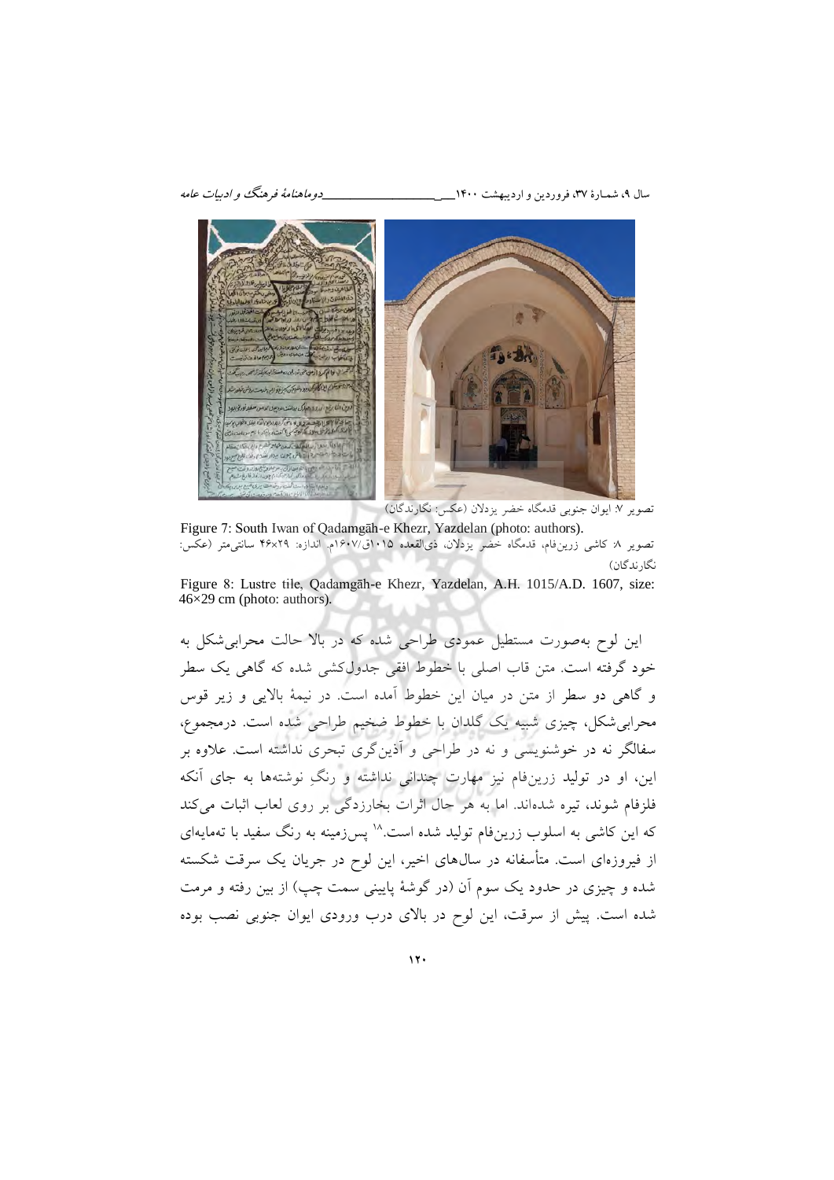تصویر ۷: ایوان جنوبی قدمگاه خضر یزدلان (عکس: نگارندگان)

Figure 7: South Iwan of Qadamgāh-e Khezr, Yazdelan (photo: authors).

تصویر ۸: کاشی زرین‌فام، قدمگاه خضر یزدلان، ذی‌القعده ۱۰۱۵ق/۱۶۰۷م. اندازه: ۲۹×۴۶ سانتی‌متر (عکس: نگارندگان)

Figure 8: Lustre tile, Qadamgāh-e Khezr, Yazdelan, A.H. 1015/A.D. 1607, size: 46×29 cm (photo: authors).

این لوح به‌صورت مستطیل عمودی طراحی شده که در بالا حالت محرابی‌شکل به خود گرفته است. متن قاب اصلی با خطوط افقی جدول‌کشی شده که گاهی یک سطر و گاهی دو سطر از متن در میان این خطوط آمده است. در نیمهٔ بالایی و زیر قوس محرابی‌شکل، چیزی شبیه یک گلدان با خطوط ضخیم طراحی شده است. درمجموع، سفالگر نه در خوشنویسی و نه در طراحی و آذین‌گری تبحری نداشته است. علاوه بر این، او در تولید زرین‌فام نیز مهارت چندانی نداشته و رنگِ نوشته‌ها به جای آنکه فلزفام شوند، تیره شده‌اند. اما به هر حال اثرات بخارزدگی بر روی لعاب اثبات می‌کند که این کاشی به اسلوب زرین‌فام تولید شده است.[۱۸] پس‌زمینه به رنگ سفید با تمایه‌ای از فیروزه‌ای است. متأسفانه در سال‌های اخیر، این لوح در جریان یک سرقت شکسته شده و چیزی در حدود یک سوم آن (در گوشهٔ پایینی سمت چپ) از بین رفته و مرمت شده است. پیش از سرقت، این لوح در بالای درب ورودی ایوان جنوبی نصب بوده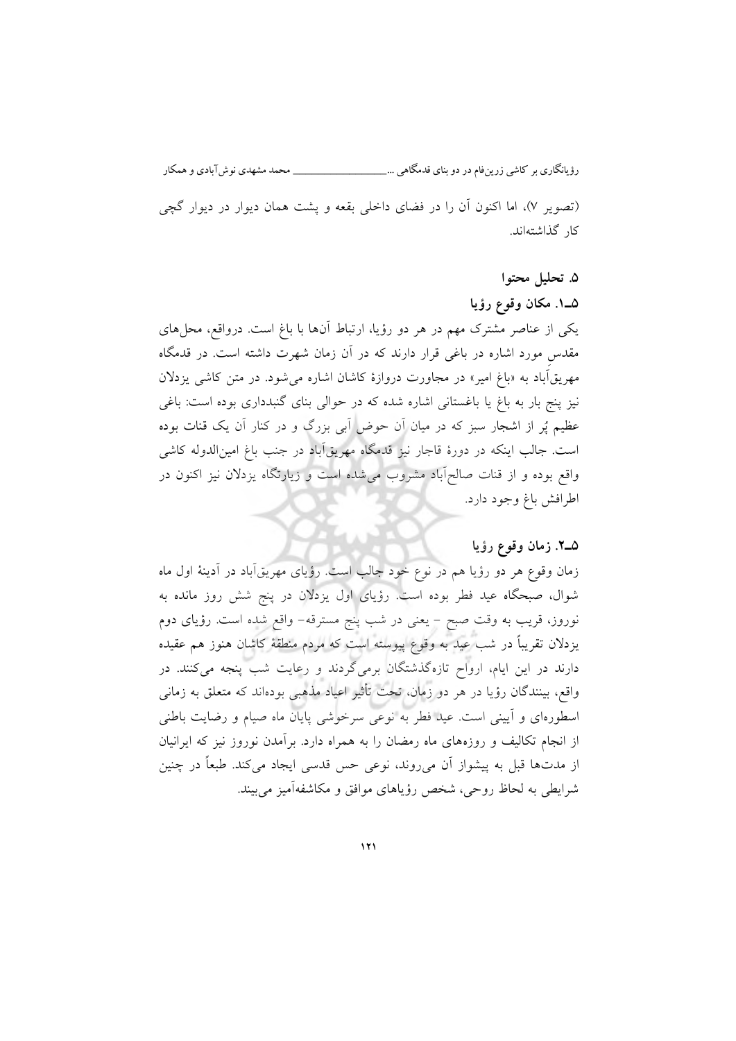(تصویر ۷)، اما اکنون آن را در فضای داخلی بقعه و پشت همان دیوار در دیوار گچی کار گذاشته‌اند.

## ۵. تحلیل محتوا

### ۵ـ۱. مکان وقوع رؤیا

یکی از عناصر مشترک مهم در هر دو رؤیا، ارتباط آن‌ها با باغ است. درواقع، محل‌های مقدس مورد اشاره در باغی قرار دارند که در آن زمان شهرت داشته است. در قدمگاه مهریق‌آباد به «باغ امیر» در مجاورت دروازهٔ کاشان اشاره می‌شود. در متن کاشی یزدلان نیز پنج بار به باغ یا باغستانی اشاره شده که در حوالی بنای گنبدداری بوده است: باغی عظیم پُر از اشجار سبز که در میان آن حوض آبی بزرگ و در کنار آن یک قنات بوده است. جالب اینکه در دورهٔ قاجار نیز قدمگاه مهریق‌آباد در جنب باغ امین‌الدوله کاشی واقع بوده و از قنات صالح‌آباد مشروب می‌شده است و زیارتگاه یزدلان نیز اکنون در اطرافش باغ وجود دارد.

### ۵ـ۲. زمان وقوع رؤیا

زمان وقوع هر دو رؤیا هم در نوع خود جالب است. رؤیای مهریق‌آباد در آدینهٔ اول ماه شوال، صبحگاه عید فطر بوده است. رؤیای اول یزدلان در پنج شش روز مانده به نوروز، قریب به وقت صبح - یعنی در شب پنج مسترقه- واقع شده است. رؤیای دوم یزدلان تقریباً در شب عید به وقوع پیوسته است که مردم منطقهٔ کاشان هنوز هم عقیده دارند در این ایام، ارواح تازه‌گذشتگان برمی‌گردند و رعایت شب پنجه می‌کنند. در واقع، بینندگان رؤیا در هر دو زمان، تحت تأثیر اعیاد مذهبی بوده‌اند که متعلق به زمانی اسطوره‌ای و آیینی است. عید فطر به نوعی سرخوشی پایان ماه صیام و رضایت باطنی از انجام تکالیف و روزه‌های ماه رمضان را به همراه دارد. برآمدن نوروز نیز که ایرانیان از مدت‌ها قبل به پیشواز آن می‌روند، نوعی حس قدسی ایجاد می‌کند. طبعاً در چنین شرایطی به لحاظ روحی، شخص رؤیاهای موافق و مکاشفه‌آمیز می‌بیند.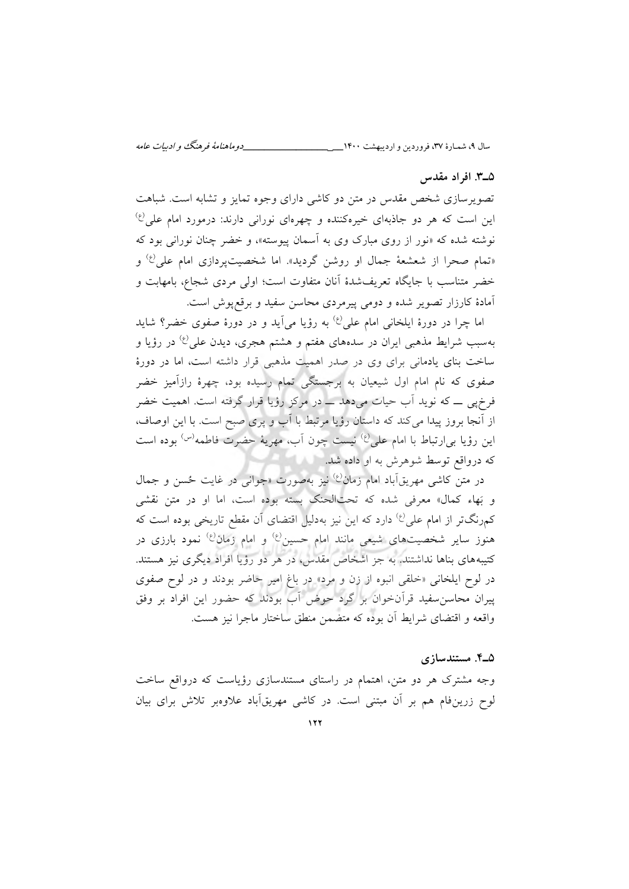### ۵ـ۳. افراد مقدس

تصویرسازی شخص مقدس در متن دو کاشی دارای وجوه تمایز و تشابه است. شباهت این است که هر دو جاذبه‌ای خیره‌کننده و چهره‌ای نورانی دارند: درمورد امام علی(ع) نوشته شده که «نور از روی مبارک وی به آسمان پیوسته»، و خضر چنان نورانی بود که «تمام صحرا از شعشعهٔ جمال او روشن گردید». اما شخصیت‌پردازی امام علی(ع) و خضر متناسب با جایگاه تعریف‌شدهٔ آنان متفاوت است؛ اولی مردی شجاع، بامهابت و آمادهٔ کارزار تصویر شده و دومی پیرمردی محاسن سفید و برقع‌پوش است.

اما چرا در دورهٔ ایلخانی امام علی(ع) به رؤیا می‌آید و در دورهٔ صفوی خضر؟ شاید به‌سبب شرایط مذهبی ایران در سده‌های هفتم و هشتم هجری، دیدن علی(ع) در رؤیا و ساخت بنای یادمانی برای وی در صدر اهمیت مذهبی قرار داشته است، اما در دورهٔ صفوی که نام امام اول شیعیان به برجستگی تمام رسیده بود، چهرهٔ رازآمیز خضر فرخ‌پی ــ که نوید آب حیات می‌دهد ــ در مرکز رؤیا قرار گرفته است. اهمیت خضر از آنجا بروز پیدا می‌کند که داستان رؤیا مرتبط با آب و پری صبح است. با این اوصاف، این رؤیا بی‌ارتباط با امام علی(ع) نیست چون آب، مهریهٔ حضرت فاطمه(س) بوده است که درواقع توسط شوهرش به او داده شد.

در متن کاشی مهریق‌آباد امام زمان(ع) نیز به‌صورت «جوانی در غایت حُسن و جمال و بَهاء کمال» معرفی شده که تحت‌الحنک بسته بوده است، اما او در متن نقشی کم‌رنگ‌تر از امام علی(ع) دارد که این نیز به‌دلیل اقتضای آن مقطع تاریخی بوده است که هنوز سایر شخصیت‌های شیعی مانند امام حسین(ع) و امام زمان(ع) نمود بارزی در کتیبه‌های بناها نداشتند. به جز اشخاص مقدس، در هر دو رؤیا افراد دیگری نیز هستند. در لوح ایلخانی «خلقی انبوه از زن و مرد» در باغ امیر حاضر بودند و در لوح صفوی پیران محاسن‌سفید قرآن‌خوان بر گرد حوض آب بودند که حضور این افراد بر وفق واقعه و اقتضای شرایط آن بوده که متضمن منطق ساختار ماجرا نیز هست.

### ۵ـ۴. مستندسازی

وجه مشترک هر دو متن، اهتمام در راستای مستندسازی رؤیاست که درواقع ساخت لوح زرین‌فام هم بر آن مبتنی است. در کاشی مهریق‌آباد علاوه‌بر تلاش برای بیان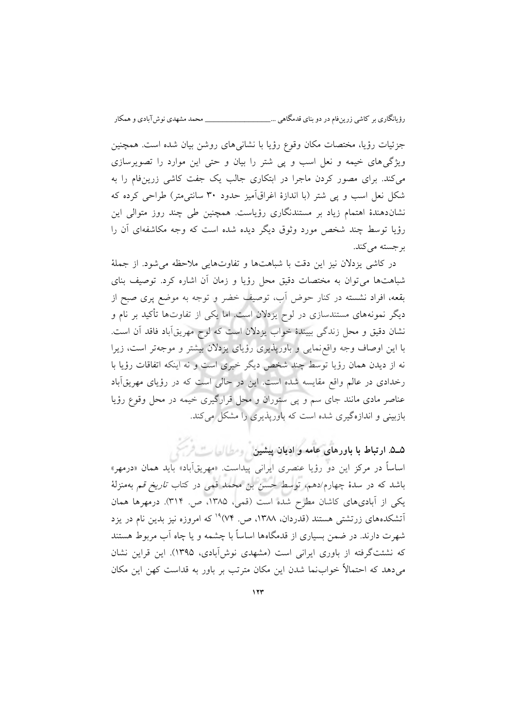جزئیات رؤیا، مختصات مکان وقوع رؤیا با نشانی‌های روشن بیان شده است. همچنین ویژگی‌های خیمه و نعل اسب و پی شتر را بیان و حتی این موارد را تصویرسازی می‌کند. برای مصور کردن ماجرا در ابتکاری جالب یک جفت کاشی زرین‌فام را به شکل نعل اسب و پی شتر (با اندازهٔ اغراق‌آمیز حدود ۳۰ سانتی‌متر) طراحی کرده که نشان‌دهندهٔ اهتمام زیاد بر مستندنگاری رؤیاست. همچنین طی چند روز متوالی این رؤیا توسط چند شخص مورد وثوق دیگر دیده شده است که وجه مکاشفه‌ای آن را برجسته می‌کند.

در کاشی یزدلان نیز این دقت با شباهت‌ها و تفاوت‌هایی ملاحظه می‌شود. از جملهٔ شباهت‌ها می‌توان به مختصات دقیق محل رؤیا و زمان آن اشاره کرد. توصیف بنای بقعه، افراد نشسته در کنار حوض آب، توصیف خضر و توجه به موضع پری صبح از دیگر نمونه‌های مستندسازی در لوح یزدلان است. اما یکی از تفاوت‌ها تأکید بر نام و نشان دقیق و محل زندگی بینندهٔ خواب یزدلان است که لوح مهریق‌آباد فاقد آن است. با این اوصاف وجه واقع‌نمایی و باورپذیری رؤیای یزدلان بیشتر و موجه‌تر است، زیرا نه از دیدن همان رؤیا توسط چند شخص دیگر خبری است و نه اینکه اتفاقات رؤیا با رخدادی در عالم واقع مقایسه شده است. این در حالی است که در رؤیای مهریق‌آباد عناصر مادی مانند جای سم و پی ستوران و محل قرارگیری خیمه در محل وقوع رؤیا بازبینی و اندازه‌گیری شده است که باورپذیری را مشکل می‌کند.

### ۵ـ۵. ارتباط با باورهای عامه و ادیان پیشین

اساساً در مرکز این دو رؤیا عنصری ایرانی پیداست. «مهریق‌آباد» باید همان «درمهر» باشد که در سدهٔ چهارم/دهم، توسط حسن بن محمد قمی در کتاب *تاریخ قم* به‌منزلهٔ یکی از آبادی‌های کاشان مطرح شده است (قمی، ۱۳۸۵، ص. ۳۱۴). درمهرها همان آتشکده‌های زرتشتی هستند (قدردان، ۱۳۸۸، ص. ۷۴)[۱۹] که امروزه نیز بدین نام در یزد شهرت دارند. در ضمن بسیاری از قدمگاه‌ها اساساً با چشمه و یا چاه آب مربوط هستند که نشئت‌گرفته از باوری ایرانی است (مشهدی نوش‌آبادی، ۱۳۹۵). این قراین نشان می‌دهد که احتمالاً خواب‌نما شدن این مکان مترتب بر باور به قداست کهن این مکان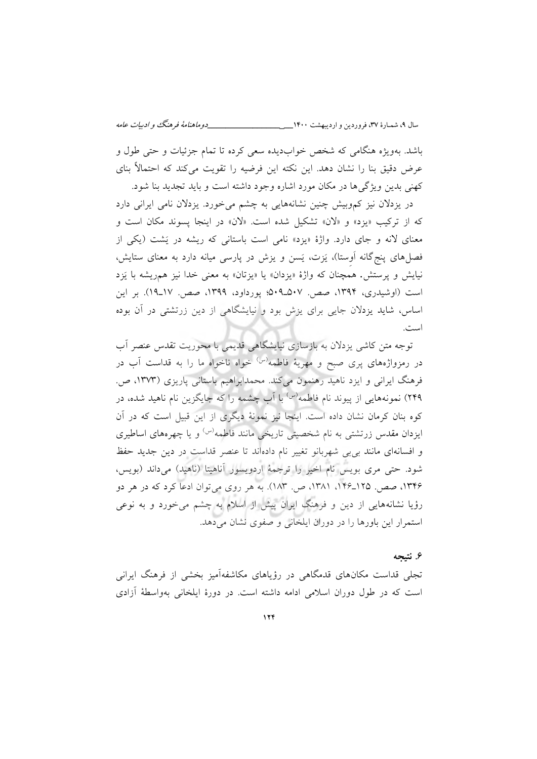باشد. به‌ویژه هنگامی که شخص خواب‌دیده سعی کرده تا تمام جزئیات و حتی طول و عرض دقیق بنا را نشان دهد. این نکته این فرضیه را تقویت می‌کند که احتمالاً بنای کهنی بدین ویژگی‌ها در مکان مورد اشاره وجود داشته است و باید تجدید بنا شود.

در یزدلان نیز کم‌وبیش چنین نشانه‌هایی به چشم می‌خورد. یزدلان نامی ایرانی دارد که از ترکیب «یزد» و «لان» تشکیل شده است. «لان» در اینجا پسوند مکان است و معنای لانه و جای دارد. واژهٔ «یزد» نامی است باستانی که ریشه در یَشت (یکی از فصل‌های پنج‌گانه اَوستا)، یَزت، یَسن و یزش در پارسی میانه دارد به معنای ستایش، نیایش و پرستش. همچنان که واژهٔ «یزدان» یا «یزتان» به معنی خدا نیز هم‌ریشه با یَزد است (اوشیدری، ۱۳۹۴، صص. ۵۰۷ـ۵۰۹؛ پورداود، ۱۳۹۹، صص. ۱۷ـ۱۹). بر این اساس، شاید یزدلان جایی برای یزش بود و نیایشگاهی از دین زرتشتی در آن بوده است.

توجه متن کاشی یزدلان به بازسازی نیایشگاهی قدیمی با محوریت تقدس عنصر آب در رمزواژه‌های پری صبح و مهریهٔ فاطمه(س) خواه ناخواه ما را به قداست آب در فرهنگ ایرانی و ایزد ناهید رهنمون می‌کند. محمدابراهیم باستانی پاریزی (۱۳۷۳، ص. ۲۴۹) نمونه‌هایی از پیوند نام فاطمه(س) با آب چشمه را که جایگزین نام ناهید شده، در کوه بنان کرمان نشان داده است. اینجا نیز نمونهٔ دیگری از این قبیل است که در آن ایزدان مقدس زرتشتی به نام شخصیتی تاریخی مانند فاطمه(س) و یا چهره‌های اساطیری و افسانه‌ای مانند بی‌بی شهربانو تغییر نام داده‌اند تا عنصر قداست در دین جدید حفظ شود. حتی مری بویس نام اخیر را ترجمهٔ اردویسور آناهیتا (ناهید) می‌داند (بویس، ۱۳۴۶، صص. ۱۲۵ـ۱۴۶، ۱۳۸۱، ص. ۱۸۳). به هر روی می‌توان ادعا کرد که در هر دو رؤیا نشانه‌هایی از دین و فرهنگ ایران پیش از اسلام به چشم می‌خورد و به نوعی استمرار این باورها را در دوران ایلخانی و صفوی نشان می‌دهد.

## ۶. نتیجه

تجلی قداست مکان‌های قدمگاهی در رؤیاهای مکاشفه‌آمیز بخشی از فرهنگ ایرانی است که در طول دوران اسلامی ادامه داشته است. در دورهٔ ایلخانی به‌واسطهٔ آزادی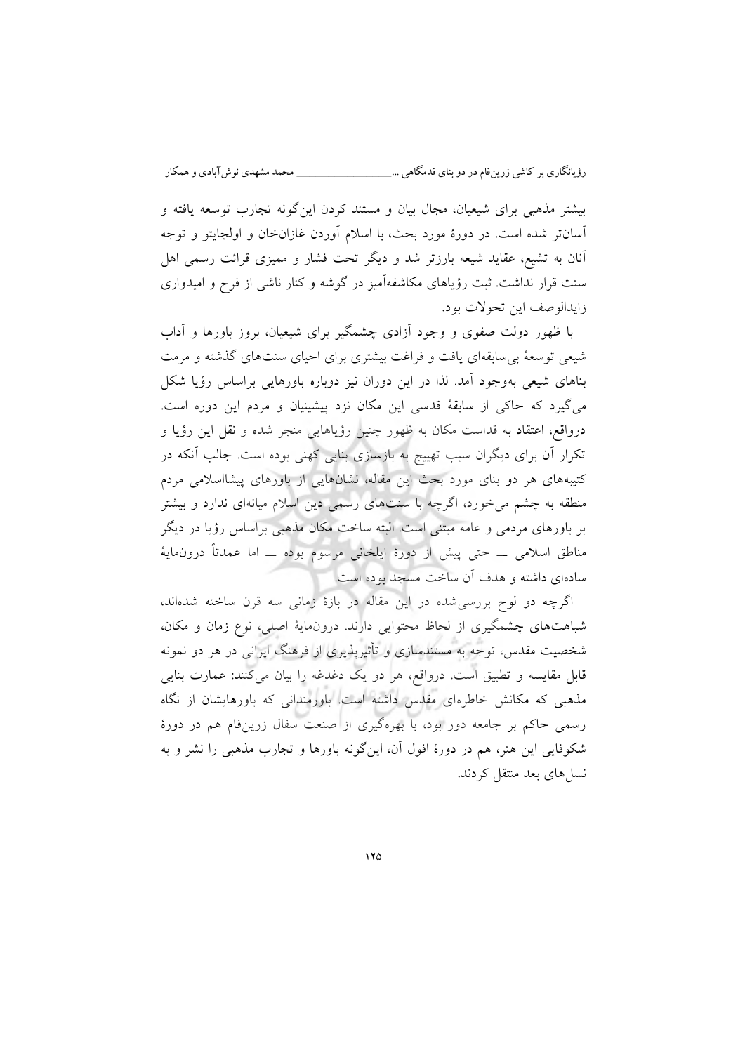بیشتر مذهبی برای شیعیان، مجال بیان و مستند کردن این‌گونه تجارب توسعه یافته و آسان‌تر شده است. در دورهٔ مورد بحث، با اسلام آوردن غازان‌خان و اولجایتو و توجه آنان به تشیع، عقاید شیعه بارزتر شد و دیگر تحت فشار و ممیزی قرائت رسمی اهل سنت قرار نداشت. ثبت رؤیاهای مکاشفه‌آمیز در گوشه و کنار ناشی از فرح و امیدواری زایدالوصف این تحولات بود.

با ظهور دولت صفوی و وجود آزادی چشمگیر برای شیعیان، بروز باورها و آداب شیعی توسعهٔ بی‌سابقه‌ای یافت و فراغت بیشتری برای احیای سنت‌های گذشته و مرمت بناهای شیعی به‌وجود آمد. لذا در این دوران نیز دوباره باورهایی براساس رؤیا شکل می‌گیرد که حاکی از سابقهٔ قدسی این مکان نزد پیشینیان و مردم این دوره است. درواقع، اعتقاد به قداست مکان به ظهور چنین رؤیاهایی منجر شده و نقل این رؤیا و تکرار آن برای دیگران سبب تهییج به بازسازی بنایی کهنی بوده است. جالب آنکه در کتیبه‌های هر دو بنای مورد بحث این مقاله، نشان‌هایی از باورهای پیشااسلامی مردم منطقه به چشم می‌خورد، اگرچه با سنت‌های رسمی دین اسلام میانه‌ای ندارد و بیشتر بر باورهای مردمی و عامه مبتنی است. البته ساخت مکان مذهبی براساس رؤیا در دیگر مناطق اسلامی ــ حتی پیش از دورهٔ ایلخانی مرسوم بوده ــ اما عمدتاً درون‌مایهٔ ساده‌ای داشته و هدف آن ساخت مسجد بوده است.

اگرچه دو لوح بررسی‌شده در این مقاله در بازهٔ زمانی سه قرن ساخته شده‌اند، شباهت‌های چشمگیری از لحاظ محتوایی دارند. درون‌مایهٔ اصلی، نوع زمان و مکان، شخصیت مقدس، توجه به مستندسازی و تأثیرپذیری از فرهنگ ایرانی در هر دو نمونه قابل مقایسه و تطبیق است. درواقع، هر دو یک دغدغه را بیان می‌کنند: عمارت بنایی مذهبی که مکانش خاطره‌ای مقدس داشته است. باورمندانی که باورهایشان از نگاه رسمی حاکم بر جامعه دور بود، با بهره‌گیری از صنعت سفال زرین‌فام هم در دورهٔ شکوفایی این هنر، هم در دورهٔ افول آن، این‌گونه باورها و تجارب مذهبی را نشر و به نسل‌های بعد منتقل کردند.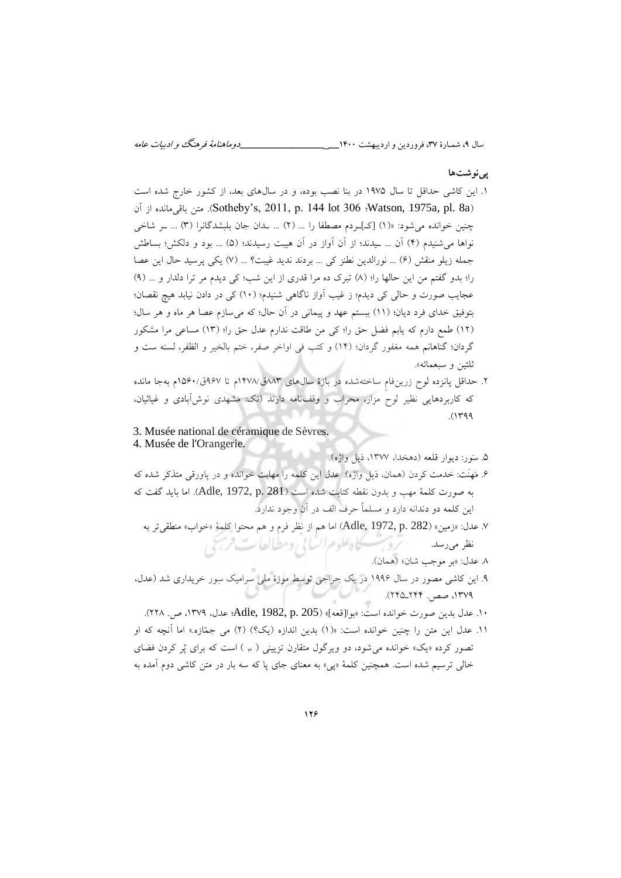**پی‌نوشت‌ها**

۱. این کاشی حداقل تا سال ۱۹۷۵ در بنا نصب بوده، و در سال‌های بعد، از کشور خارج شده است (Sotheby's, 2011, p. 144 lot 306 ؛Watson, 1975a, pl. 8a). متن باقی‌مانده از آن چنین خوانده می‌شود: «(۱) [کـ]ـردم مصطفا را ... (۲) ... ـدان جان بلبشدگانرا (۳) ... ـر شاخی نواها می‌شنیدم (۴) آن ... ـیدند؛ از آن آواز در آن هیبت رسیدند؛ (۵) ... بود و دلکش؛ بساطش جمله زیلو منقش (۶) ... نورالدین نطنز کی ... بردند ندید غیبت؟ ... (۷) یکی پرسید حال این عصا را؛ بدو گفتم من این حالها را؛ (۸) تبرک ده مرا قدری از این شب؛ کی دیدم مر ترا دلدار و ... (۹) عجایب صورت و حالی کی دیدم؛ ز غیب آواز ناگاهی شنیدم؛ (۱۰) کی در دادن نیابد هیچ نقصان؛ بتوفیق خدای فرد دیان؛ (۱۱) ببستم عهد و پیمانی در آن حال؛ که می‌سازم عصا هر ماه و هر سال؛ (۱۲) طمع دارم که یابم فضل حق را؛ کی من طاقت ندارم عدل حق را؛ (۱۳) مساعی مرا مشکور گردان؛ گناهانم همه مغفور گردان؛ (۱۴) و کتب فی اواخر صفر، ختم بالخیر و الظفر، لسنه ست و ثلثین و سبعمائه».

۲. حداقل پانزده لوح زرین‌فامِ ساخته‌شده در بازهٔ سال‌های ۸۸۳ق/۱۴۷۸م تا ۹۶۷ق/۱۵۶۰م به‌جا مانده که کاربردهایی نظیر لوح مزار، محراب و وقف‌نامه دارند (نک: مشهدی نوش‌آبادی و غیاثیان، ۱۳۹۹).

3. Musée national de céramique de Sèvres.

4. Musée de l'Orangerie.

۵. سَور: دیوار قلعه (دهخدا، ۱۳۷۷، ذیل واژه).

۶. مَهنَت: خدمت کردن (همان، ذیل واژه). عدل این کلمه را مهابت خوانده و در پاورقی متذکر شده که به صورت کلمهٔ مهب و بدون نقطه کتابت شده است (Adle, 1972, p. 281). اما باید گفت که این کلمه دو دندانه دارد و مسلماً حرف الف در آن وجود ندارد.

۷. عدل: «زمین» (Adle, 1972, p. 282) اما هم از نظر فرم و هم محتوا کلمهٔ «خواب» منطقی‌تر به نظر می‌رسد.

۸. عدل: «بر موجب شان» (همان).

۹. این کاشی مصور در سال ۱۹۹۶ در یک حراجی توسط موزهٔ ملی سرامیک سِور خریداری شد (عدل، ۱۳۷۹، صص. ۲۴۴ـ۲۴۵).

۱۰. عدل بدین صورت خوانده است: «بوا[قعه]» (Adle, 1982, p. 205؛ عدل، ۱۳۷۹، ص. ۲۲۸).

۱۱. عدل این متن را چنین خوانده است: «(۱) بدین اندازه (یک؟) (۲) می جمّازه.» اما آنچه که او تصور کرده «یک» خوانده می‌شود، دو ویرگول متقارن تزیینی ( ،، ) است که برای پُر کردن فضای خالی ترسیم شده است. همچنین کلمهٔ «پی» به معنای جای پا که سه بار در متن کاشی دوم آمده به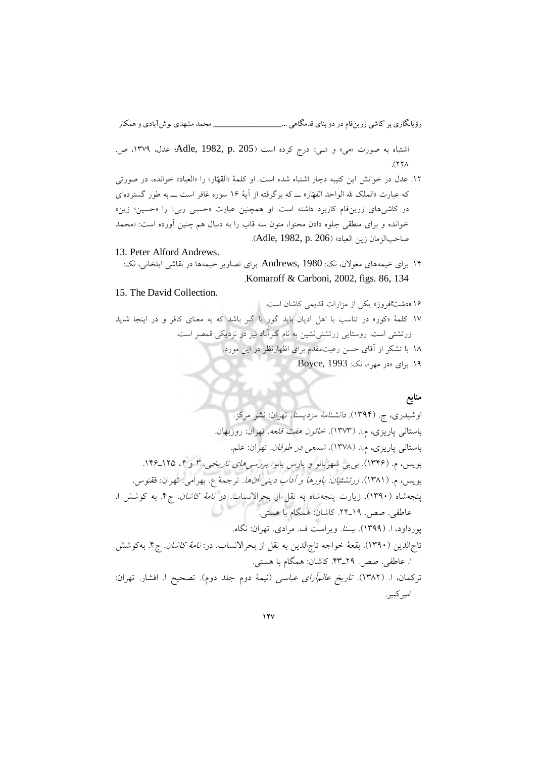اشتباه به صورت «می» و «ـی» درج کرده است (Adle, 1982, p. 205؛ عدل، ۱۳۷۹، ص. ۲۲۸).

۱۲. عدل در خوانش این کتیبه دچار اشتباه شده است. او کلمهٔ «القهّار» را «العباد» خوانده، در صورتی که عبارت «الملک لله الواحد القهّار» ــ که برگرفته از آیهٔ ۱۶ سوره غافر است ــ به طور گسترده‌ای در کاشی‌های زرین‌فام کاربرد داشته است. او همچنین عبارت «حسبی ربی» را «حسین؛ زین» خوانده و برای منطقی جلوه دادن محتوا، متون سه قاب را به دنبال هم چنین آورده است: «محمد صاحب‌الزمان زین العباد» (Adle, 1982, p. 206).

13. Peter Alford Andrews.

۱۴. برای خیمه‌های مغولان، نک: Andrews, 1980. برای تصاویر خیمه‌ها در نقاشی ایلخانی، نک: Komaroff & Carboni, 2002, figs. 86, 134.

15. The David Collection.

۱۶. «دشت‌افروز» یکی از مزارات قدیمی کاشان است.

۱۷. کلمهٔ «کور» در تناسب با اهل ادیان باید گور یا گبر باشد که به معنای کافر و در اینجا شاید زرتشتی است. روستایی زرتشتی‌نشین به نام گبرآباد نیز در نزدیکی قمصر است.

۱۸. با تشکر از آقای حسن رعیت‌مقدم برای اظهارنظر در این مورد.

۱۹. برای «در مهر»، نک: Boyce, 1993.

## منابع

اوشیدری، ج. (۱۳۹۴). *دانشنامهٔ مزدیسنا*. تهران: نشر مرکز.

باستانی پاریزی، م.ا. (۱۳۷۳). *خاتون هفت قلعه*. تهران: روزبهان.

باستانی پاریزی، م.ا. (۱۳۷۸). *شمعی در طوفان*. تهران: علم.

بویس، م. (۱۳۴۶). بی‌بی شهربانو و پارس بانو. *بررسی‌های تاریخی*، ۳ و ۴، ۱۲۵ـ۱۴۶.

بویس، م. (۱۳۸۱). *زرتشتیان: باورها و آداب دینی آن‌ها*. ترجمهٔ ع. بهرامی. تهران: ققنوس.

پنجه‌شاه (۱۳۹۰). زیارت پنجه‌شاه به نقل از بحرالانساب. در *نامهٔ کاشان*. ج۴. به کوشش ا. عاطفی. صص. ۱۹ـ۲۴. کاشان: همگام با هستی.

پورداود، ا. (۱۳۹۹). *یسنا*. ویراست ف. مرادی. تهران: نگاه.

تاج‌الدین (۱۳۹۰). بقعهٔ خواجه تاج‌الدین به نقل از بحرالانساب. در: *نامهٔ کاشان*. ج۴. به‌کوشش ا. عاطفی. صص. ۲۹ـ۴۳. کاشان: همگام با هستی.

ترکمان، ا. (۱۳۸۲). *تاریخ عالم‌آرای عباسی* (نیمهٔ دوم جلد دوم). تصحیح ا. افشار. تهران: امیرکبیر.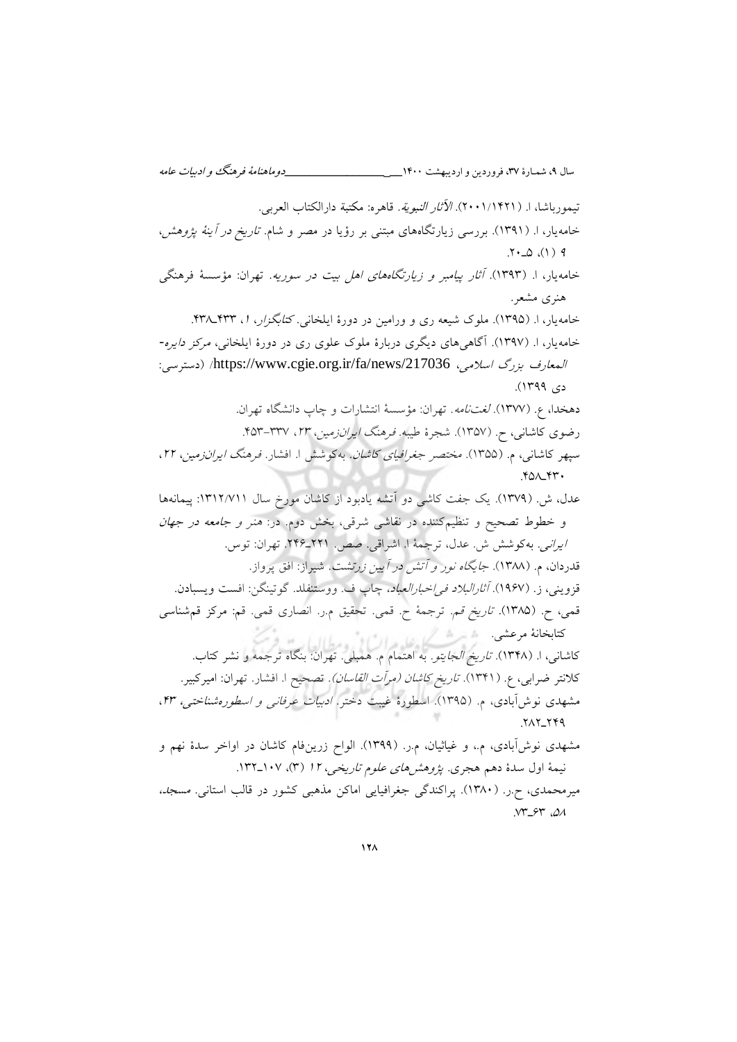تیموریاشا، ا. (۲۰۰۱/۱۴۲۱). *الآثار النبویة*. قاهره: مکتبة دارالکتاب العربی.

خامه‌یار، ا. (۱۳۹۱). بررسی زیارتگاه‌های مبتنی بر رؤیا در مصر و شام. *تاریخ در آینهٔ پژوهش*، ۹ (۱)، ۵ـ۲۰.

خامه‌یار، ا. (۱۳۹۳). *آثار پیامبر و زیارتگاه‌های اهل بیت در سوریه*. تهران: مؤسسهٔ فرهنگی هنری مشعر.

خامه‌یار، ا. (۱۳۹۵). ملوک شیعه ری و ورامین در دورهٔ ایلخانی. *کتابگزار*، ۱، ۴۳۳ـ۴۳۸.

خامه‌یار، ا. (۱۳۹۷). آگاهی‌های دیگری دربارهٔ ملوک علوی ری در دورهٔ ایلخانی، *مرکز دایره‌المعارف بزرگ اسلامی*، https://www.cgie.org.ir/fa/news/217036/ (دسترسی: دی ۱۳۹۹).

دهخدا، ع. (۱۳۷۷). *لغت‌نامه*. تهران: مؤسسهٔ انتشارات و چاپ دانشگاه تهران.

رضوی کاشانی، ح. (۱۳۵۷). شجرهٔ طیبه. *فرهنگ ایران‌زمین*، ۲۳، ۳۳۷-۴۵۳.

سپهر کاشانی، م. (۱۳۵۵). *مختصر جغرافیای کاشان*. به‌کوشش ا. افشار. *فرهنگ ایران‌زمین*، ۲۲، ۴۳۰ـ۴۵۸.

عدل، ش. (۱۳۷۹). یک جفت کاشی دو آتشه یادبود از کاشان مورخ سال ۱۳۱۲/۷۱۱: پیمانه‌ها و خطوط تصحیح و تنظیم‌کننده در نقاشی شرقی، بخش دوم. در: *هنر و جامعه در جهان ایرانی*. به‌کوشش ش. عدل، ترجمهٔ ا. اشراقی. صص. ۲۲۱ـ۲۴۶. تهران: توس.

قدردان، م. (۱۳۸۸). *جایگاه نور و آتش در آیین زرتشت*. شیراز: افق پرواز.

قزوینی، ز. (۱۹۶۷). *آثارالبلاد فی‌اخبارالعباد*، چاپ ف. ووستنفلد. گوتینگن: افست ویسبادن.

قمی، ح. (۱۳۸۵). *تاریخ قم*. ترجمهٔ ح. قمی. تحقیق م.ر. انصاری قمی. قم: مرکز قم‌شناسی کتابخانهٔ مرعشی.

کاشانی، ا. (۱۳۴۸). *تاریخ الجایتو*. به اهتمام م. همبلی. تهران: بنگاه ترجمه و نشر کتاب.

کلانتر ضرابی، ع. (۱۳۴۱). *تاریخ کاشان (مرآت القاسان)*. تصحیح ا. افشار. تهران: امیرکبیر.

مشهدی نوش‌آبادی، م. (۱۳۹۵). اسطورهٔ غیبت دختر. *ادبیات عرفانی و اسطوره‌شناختی*، ۴۳، ۲۴۹ـ۲۸۲.

مشهدی نوش‌آبادی، م.، و غیاثیان، م.ر. (۱۳۹۹). الواح زرین‌فام کاشان در اواخر سدهٔ نهم و نیمهٔ اول سدهٔ دهم هجری. *پژوهش‌های علوم تاریخی*، ۱۲ (۳)، ۱۰۷ـ۱۳۲.

میرمحمدی، ح.ر. (۱۳۸۰). پراکندگی جغرافیایی اماکن مذهبی کشور در قالب استانی. *مسجد*، ۵۸، ۶۳ـ۷۳.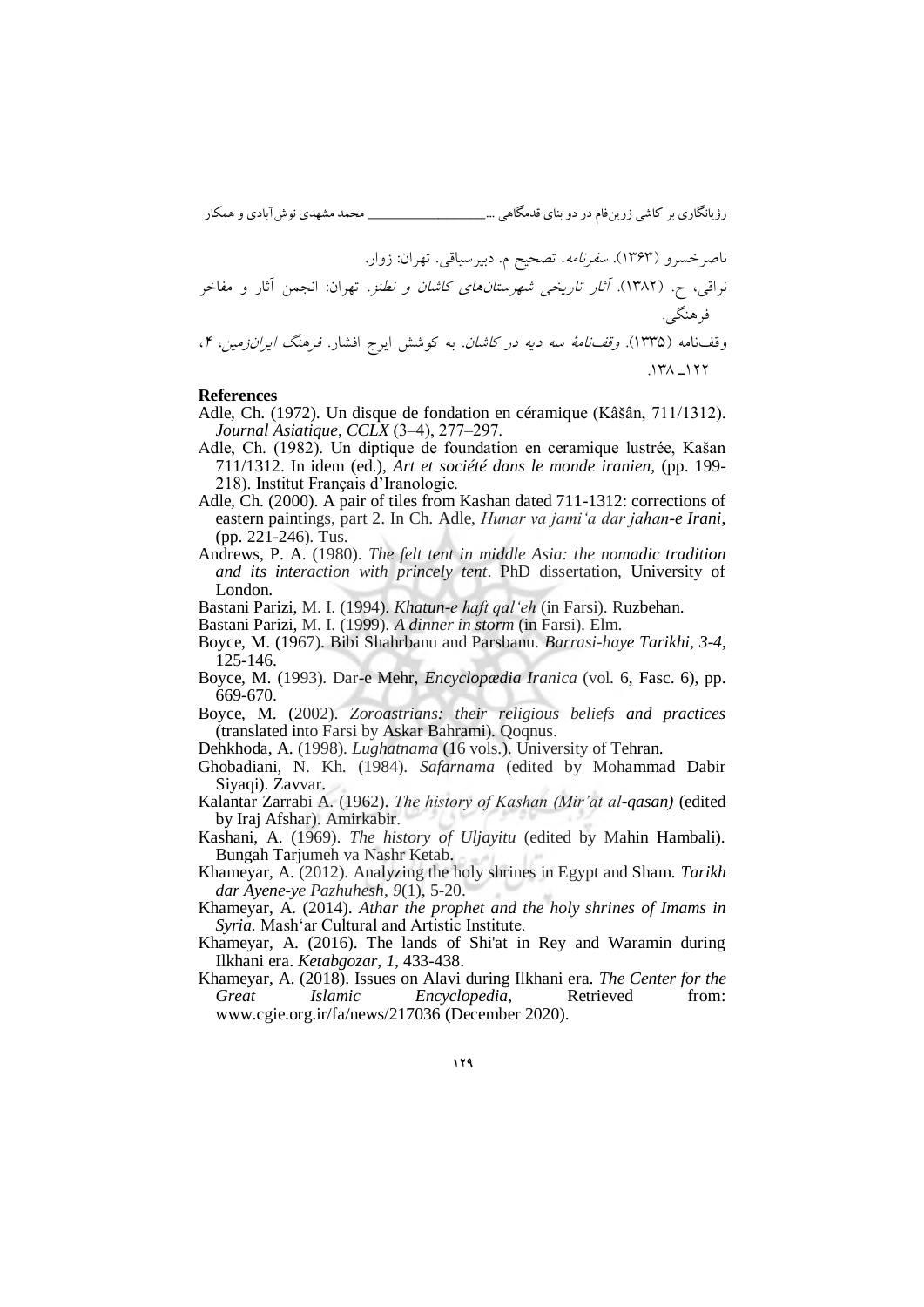ناصرخسرو (۱۳۶۳). *سفرنامه*. تصحیح م. دبیرسیاقی. تهران: زوار.

نراقی، ح. (۱۳۸۲). *آثار تاریخی شهرستان‌های کاشان و نطنز*. تهران: انجمن آثار و مفاخر فرهنگی.

وقف‌نامه (۱۳۳۵). *وقف‌نامهٔ سه دیه در کاشان*. به کوشش ایرج افشار. *فرهنگ ایران‌زمین*، ۴، ۱۲۲ـ ۱۳۸.

**References**

Adle, Ch. (1972). Un disque de fondation en céramique (Kâšân, 711/1312). *Journal Asiatique*, *CCLX* (3–4), 277–297.

Adle, Ch. (1982). Un diptique de foundation en ceramique lustrée, Kašan 711/1312. In idem (ed.), *Art et société dans le monde iranien*, (pp. 199-218). Institut Français d'Iranologie.

Adle, Ch. (2000). A pair of tiles from Kashan dated 711-1312: corrections of eastern paintings, part 2. In Ch. Adle, *Hunar va jami'a dar jahan-e Irani*, (pp. 221-246). Tus.

Andrews, P. A. (1980). *The felt tent in middle Asia: the nomadic tradition and its interaction with princely tent*. PhD dissertation, University of London.

Bastani Parizi, M. I. (1994). *Khatun-e haft qal'eh* (in Farsi). Ruzbehan.

Bastani Parizi, M. I. (1999). *A dinner in storm* (in Farsi). Elm.

Boyce, M. (1967). Bibi Shahrbanu and Parsbanu. *Barrasi-haye Tarikhi*, *3-4*, 125-146.

Boyce, M. (1993). Dar-e Mehr, *Encyclopædia Iranica* (vol. 6, Fasc. 6), pp. 669-670.

Boyce, M. (2002). *Zoroastrians: their religious beliefs and practices* (translated into Farsi by Askar Bahrami). Qoqnus.

Dehkhoda, A. (1998). *Lughatnama* (16 vols.). University of Tehran.

Ghobadiani, N. Kh. (1984). *Safarnama* (edited by Mohammad Dabir Siyaqi). Zavvar.

Kalantar Zarrabi A. (1962). *The history of Kashan (Mir'at al-qasan)* (edited by Iraj Afshar). Amirkabir.

Kashani, A. (1969). *The history of Uljayitu* (edited by Mahin Hambali). Bungah Tarjumeh va Nashr Ketab.

Khameyar, A. (2012). Analyzing the holy shrines in Egypt and Sham. *Tarikh dar Ayene-ye Pazhuhesh*, *9*(1), 5-20.

Khameyar, A. (2014). *Athar the prophet and the holy shrines of Imams in Syria*. Mash'ar Cultural and Artistic Institute.

Khameyar, A. (2016). The lands of Shi'at in Rey and Waramin during Ilkhani era. *Ketabgozar*, *1*, 433-438.

Khameyar, A. (2018). Issues on Alavi during Ilkhani era. *The Center for the Great Islamic Encyclopedia*, Retrieved from: www.cgie.org.ir/fa/news/217036 (December 2020).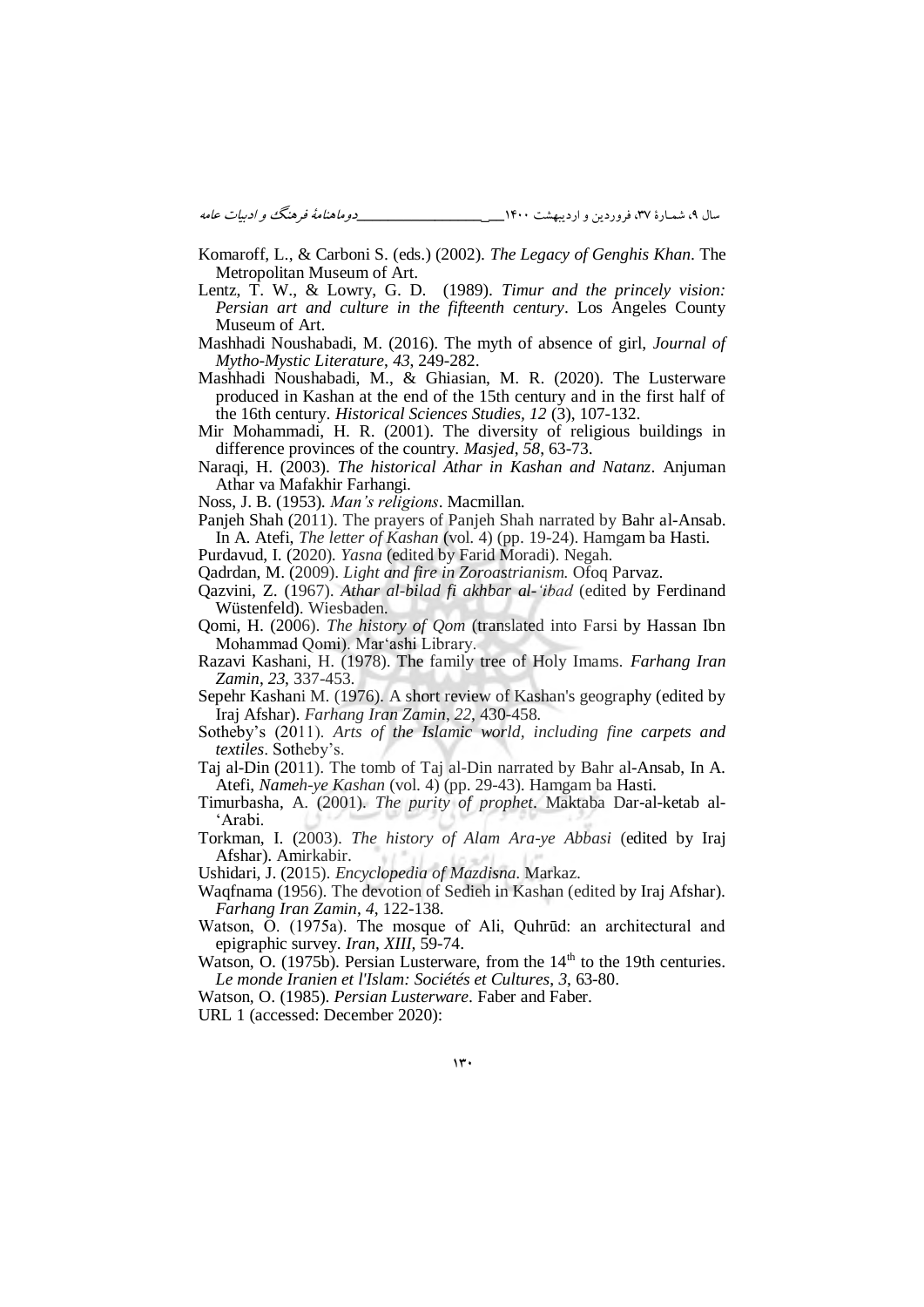Komaroff, L., & Carboni S. (eds.) (2002). *The Legacy of Genghis Khan*. The Metropolitan Museum of Art.

Lentz, T. W., & Lowry, G. D. (1989). *Timur and the princely vision: Persian art and culture in the fifteenth century*. Los Angeles County Museum of Art.

Mashhadi Noushabadi, M. (2016). The myth of absence of girl, *Journal of Mytho-Mystic Literature*, *43*, 249-282.

Mashhadi Noushabadi, M., & Ghiasian, M. R. (2020). The Lusterware produced in Kashan at the end of the 15th century and in the first half of the 16th century. *Historical Sciences Studies*, *12* (3), 107-132.

Mir Mohammadi, H. R. (2001). The diversity of religious buildings in difference provinces of the country. *Masjed*, *58*, 63-73.

Naraqi, H. (2003). *The historical Athar in Kashan and Natanz*. Anjuman Athar va Mafakhir Farhangi.

Noss, J. B. (1953). *Man's religions*. Macmillan.

Panjeh Shah (2011). The prayers of Panjeh Shah narrated by Bahr al-Ansab. In A. Atefi, *The letter of Kashan* (vol. 4) (pp. 19-24). Hamgam ba Hasti.

Purdavud, I. (2020). *Yasna* (edited by Farid Moradi). Negah.

Qadrdan, M. (2009). *Light and fire in Zoroastrianism*. Ofoq Parvaz.

Qazvini, Z. (1967). *Athar al-bilad fi akhbar al-ʿibad* (edited by Ferdinand Wüstenfeld). Wiesbaden.

Qomi, H. (2006). *The history of Qom* (translated into Farsi by Hassan Ibn Mohammad Qomi). Marʿashi Library.

Razavi Kashani, H. (1978). The family tree of Holy Imams. *Farhang Iran Zamin*, *23*, 337-453.

Sepehr Kashani M. (1976). A short review of Kashan's geography (edited by Iraj Afshar). *Farhang Iran Zamin*, *22*, 430-458.

Sotheby's (2011). *Arts of the Islamic world, including fine carpets and textiles*. Sotheby's.

Taj al-Din (2011). The tomb of Taj al-Din narrated by Bahr al-Ansab, In A. Atefi, *Nameh-ye Kashan* (vol. 4) (pp. 29-43). Hamgam ba Hasti.

Timurbasha, A. (2001). *The purity of prophet*. Maktaba Dar-al-ketab al-ʿArabi.

Torkman, I. (2003). *The history of Alam Ara-ye Abbasi* (edited by Iraj Afshar). Amirkabir.

Ushidari, J. (2015). *Encyclopedia of Mazdisna*. Markaz.

Waqfnama (1956). The devotion of Sedieh in Kashan (edited by Iraj Afshar). *Farhang Iran Zamin*, *4*, 122-138.

Watson, O. (1975a). The mosque of Ali, Quhrūd: an architectural and epigraphic survey. *Iran*, *XIII*, 59-74.

Watson, O. (1975b). Persian Lusterware, from the 14th to the 19th centuries. *Le monde Iranien et l'Islam: Sociétés et Cultures*, *3*, 63-80.

Watson, O. (1985). *Persian Lusterware*. Faber and Faber.

URL 1 (accessed: December 2020):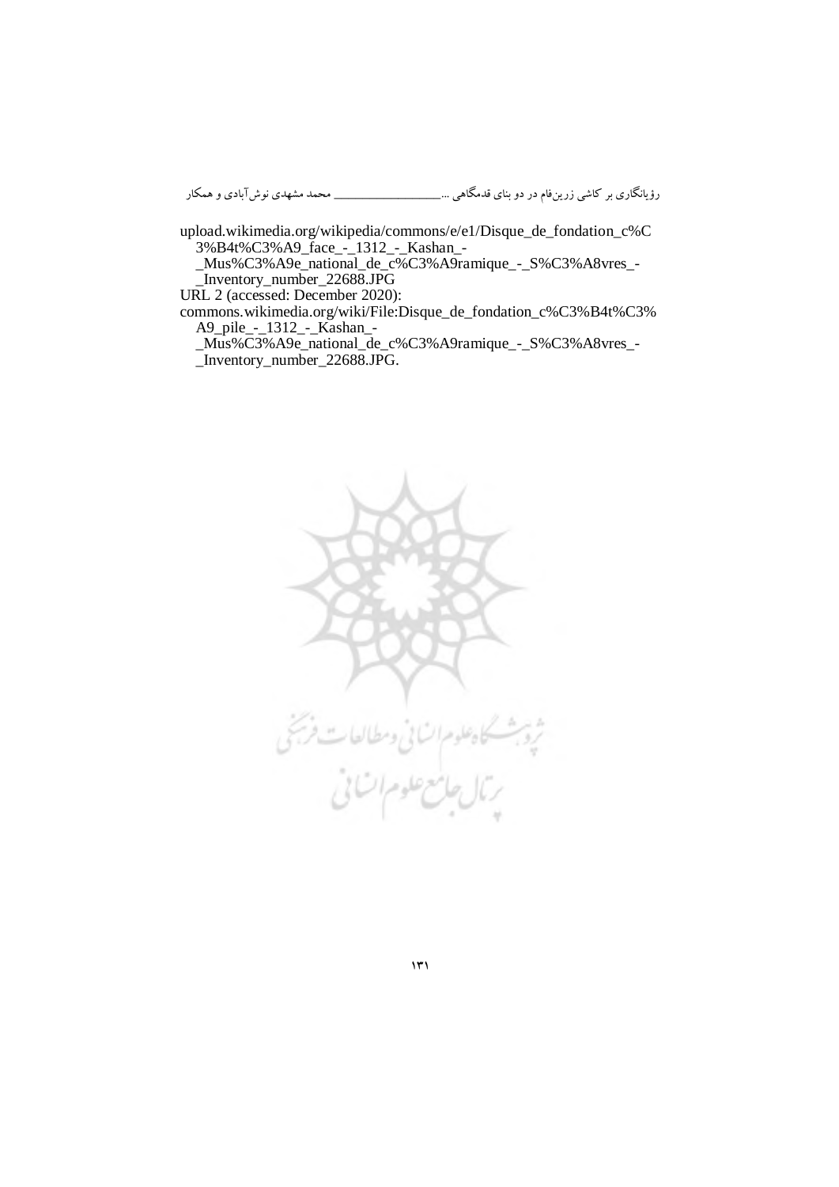upload.wikimedia.org/wikipedia/commons/e/e1/Disque_de_fondation_c%C3%B4t%C3%A9_face_-_1312_-_Kashan_-_Mus%C3%A9e_national_de_c%C3%A9ramique_-_S%C3%A8vres_-_Inventory_number_22688.JPG

URL 2 (accessed: December 2020):
commons.wikimedia.org/wiki/File:Disque_de_fondation_c%C3%B4t%C3%A9_pile_-_1312_-_Kashan_-_Mus%C3%A9e_national_de_c%C3%A9ramique_-_S%C3%A8vres_-_Inventory_number_22688.JPG.